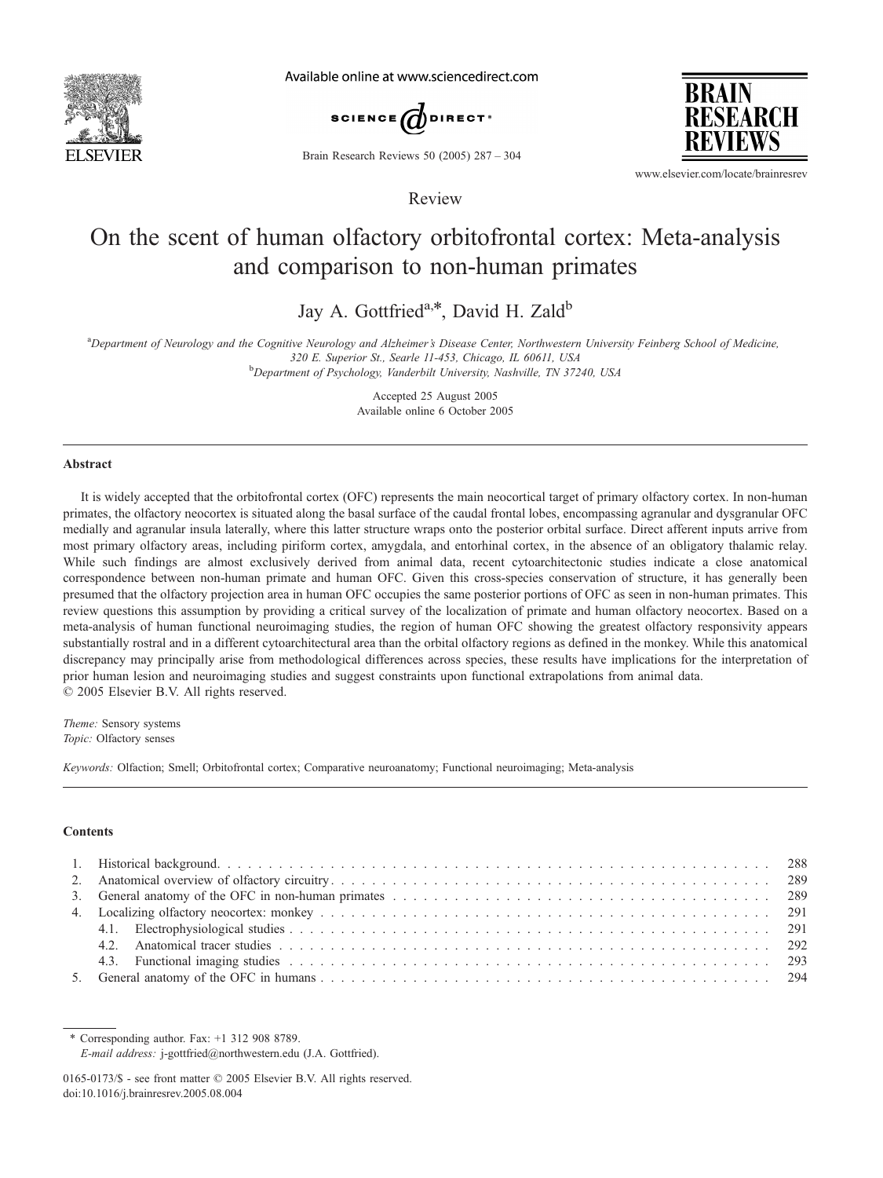Review

# On the scent of human olfactory orbitofrontal cortex: Meta-analysis and comparison to non-human primates

Jay A. Gottfried[a,*], David H. Zald[b]

[a]Department of Neurology and the Cognitive Neurology and Alzheimer's Disease Center, Northwestern University Feinberg School of Medicine, 320 E. Superior St., Searle 11-453, Chicago, IL 60611, USA

[b]Department of Psychology, Vanderbilt University, Nashville, TN 37240, USA

Accepted 25 August 2005

Available online 6 October 2005

## Abstract

It is widely accepted that the orbitofrontal cortex (OFC) represents the main neocortical target of primary olfactory cortex. In non-human primates, the olfactory neocortex is situated along the basal surface of the caudal frontal lobes, encompassing agranular and dysgranular OFC medially and agranular insula laterally, where this latter structure wraps onto the posterior orbital surface. Direct afferent inputs arrive from most primary olfactory areas, including piriform cortex, amygdala, and entorhinal cortex, in the absence of an obligatory thalamic relay. While such findings are almost exclusively derived from animal data, recent cytoarchitectonic studies indicate a close anatomical correspondence between non-human primate and human OFC. Given this cross-species conservation of structure, it has generally been presumed that the olfactory projection area in human OFC occupies the same posterior portions of OFC as seen in non-human primates. This review questions this assumption by providing a critical survey of the localization of primate and human olfactory neocortex. Based on a meta-analysis of human functional neuroimaging studies, the region of human OFC showing the greatest olfactory responsivity appears substantially rostral and in a different cytoarchitectural area than the orbital olfactory regions as defined in the monkey. While this anatomical discrepancy may principally arise from methodological differences across species, these results have implications for the interpretation of prior human lesion and neuroimaging studies and suggest constraints upon functional extrapolations from animal data.

© 2005 Elsevier B.V. All rights reserved.

*Theme:* Sensory systems

*Topic:* Olfactory senses

*Keywords:* Olfaction; Smell; Orbitofrontal cortex; Comparative neuroanatomy; Functional neuroimaging; Meta-analysis

## Contents

| | | |
|---|---|---|
| 1. | Historical background | 288 |
| 2. | Anatomical overview of olfactory circuitry | 289 |
| 3. | General anatomy of the OFC in non-human primates | 289 |
| 4. | Localizing olfactory neocortex: monkey | 291 |
| | 4.1. Electrophysiological studies | 291 |
| | 4.2. Anatomical tracer studies | 292 |
| | 4.3. Functional imaging studies | 293 |
| 5. | General anatomy of the OFC in humans | 294 |

\* Corresponding author. Fax: +1 312 908 8789.

*E-mail address:* j-gottfried@northwestern.edu (J.A. Gottfried).

0165-0173/$ - see front matter © 2005 Elsevier B.V. All rights reserved.

doi:10.1016/j.brainresrev.2005.08.004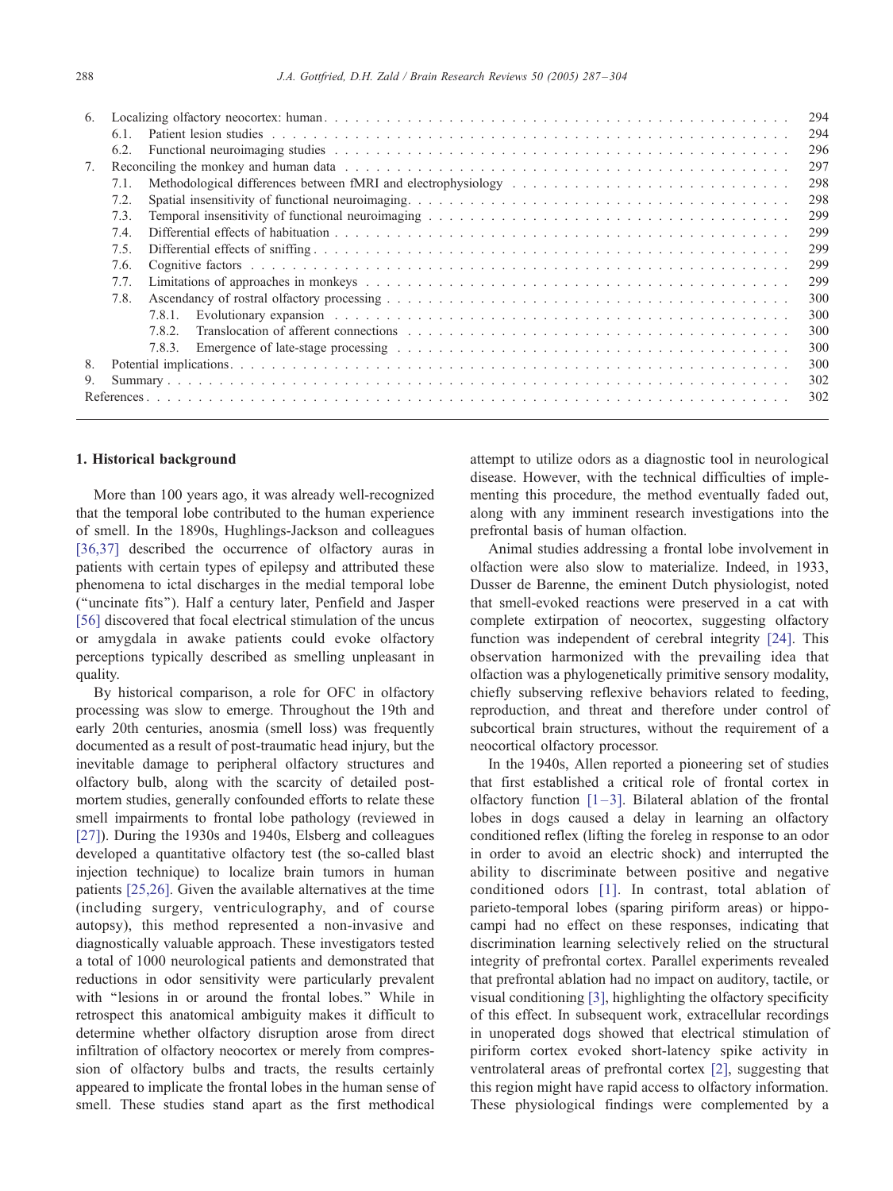6. Localizing olfactory neocortex: human . . . 294
   6.1. Patient lesion studies . . . 294
   6.2. Functional neuroimaging studies . . . 296
7. Reconciling the monkey and human data . . . 297
   7.1. Methodological differences between fMRI and electrophysiology . . . 298
   7.2. Spatial insensitivity of functional neuroimaging . . . 298
   7.3. Temporal insensitivity of functional neuroimaging . . . 299
   7.4. Differential effects of habituation . . . 299
   7.5. Differential effects of sniffing . . . 299
   7.6. Cognitive factors . . . 299
   7.7. Limitations of approaches in monkeys . . . 299
   7.8. Ascendancy of rostral olfactory processing . . . 300
      7.8.1. Evolutionary expansion . . . 300
      7.8.2. Translocation of afferent connections . . . 300
      7.8.3. Emergence of late-stage processing . . . 300
8. Potential implications . . . 300
9. Summary . . . 302

References . . . 302

## 1. Historical background

More than 100 years ago, it was already well-recognized that the temporal lobe contributed to the human experience of smell. In the 1890s, Hughlings-Jackson and colleagues [36,37] described the occurrence of olfactory auras in patients with certain types of epilepsy and attributed these phenomena to ictal discharges in the medial temporal lobe ("uncinate fits"). Half a century later, Penfield and Jasper [56] discovered that focal electrical stimulation of the uncus or amygdala in awake patients could evoke olfactory perceptions typically described as smelling unpleasant in quality.

By historical comparison, a role for OFC in olfactory processing was slow to emerge. Throughout the 19th and early 20th centuries, anosmia (smell loss) was frequently documented as a result of post-traumatic head injury, but the inevitable damage to peripheral olfactory structures and olfactory bulb, along with the scarcity of detailed post-mortem studies, generally confounded efforts to relate these smell impairments to frontal lobe pathology (reviewed in [27]). During the 1930s and 1940s, Elsberg and colleagues developed a quantitative olfactory test (the so-called blast injection technique) to localize brain tumors in human patients [25,26]. Given the available alternatives at the time (including surgery, ventriculography, and of course autopsy), this method represented a non-invasive and diagnostically valuable approach. These investigators tested a total of 1000 neurological patients and demonstrated that reductions in odor sensitivity were particularly prevalent with "lesions in or around the frontal lobes." While in retrospect this anatomical ambiguity makes it difficult to determine whether olfactory disruption arose from direct infiltration of olfactory neocortex or merely from compression of olfactory bulbs and tracts, the results certainly appeared to implicate the frontal lobes in the human sense of smell. These studies stand apart as the first methodical attempt to utilize odors as a diagnostic tool in neurological disease. However, with the technical difficulties of implementing this procedure, the method eventually faded out, along with any imminent research investigations into the prefrontal basis of human olfaction.

Animal studies addressing a frontal lobe involvement in olfaction were also slow to materialize. Indeed, in 1933, Dusser de Barenne, the eminent Dutch physiologist, noted that smell-evoked reactions were preserved in a cat with complete extirpation of neocortex, suggesting olfactory function was independent of cerebral integrity [24]. This observation harmonized with the prevailing idea that olfaction was a phylogenetically primitive sensory modality, chiefly subserving reflexive behaviors related to feeding, reproduction, and threat and therefore under control of subcortical brain structures, without the requirement of a neocortical olfactory processor.

In the 1940s, Allen reported a pioneering set of studies that first established a critical role of frontal cortex in olfactory function [1–3]. Bilateral ablation of the frontal lobes in dogs caused a delay in learning an olfactory conditioned reflex (lifting the foreleg in response to an odor in order to avoid an electric shock) and interrupted the ability to discriminate between positive and negative conditioned odors [1]. In contrast, total ablation of parieto-temporal lobes (sparing piriform areas) or hippocampi had no effect on these responses, indicating that discrimination learning selectively relied on the structural integrity of prefrontal cortex. Parallel experiments revealed that prefrontal ablation had no impact on auditory, tactile, or visual conditioning [3], highlighting the olfactory specificity of this effect. In subsequent work, extracellular recordings in unoperated dogs showed that electrical stimulation of piriform cortex evoked short-latency spike activity in ventrolateral areas of prefrontal cortex [2], suggesting that this region might have rapid access to olfactory information. These physiological findings were complemented by a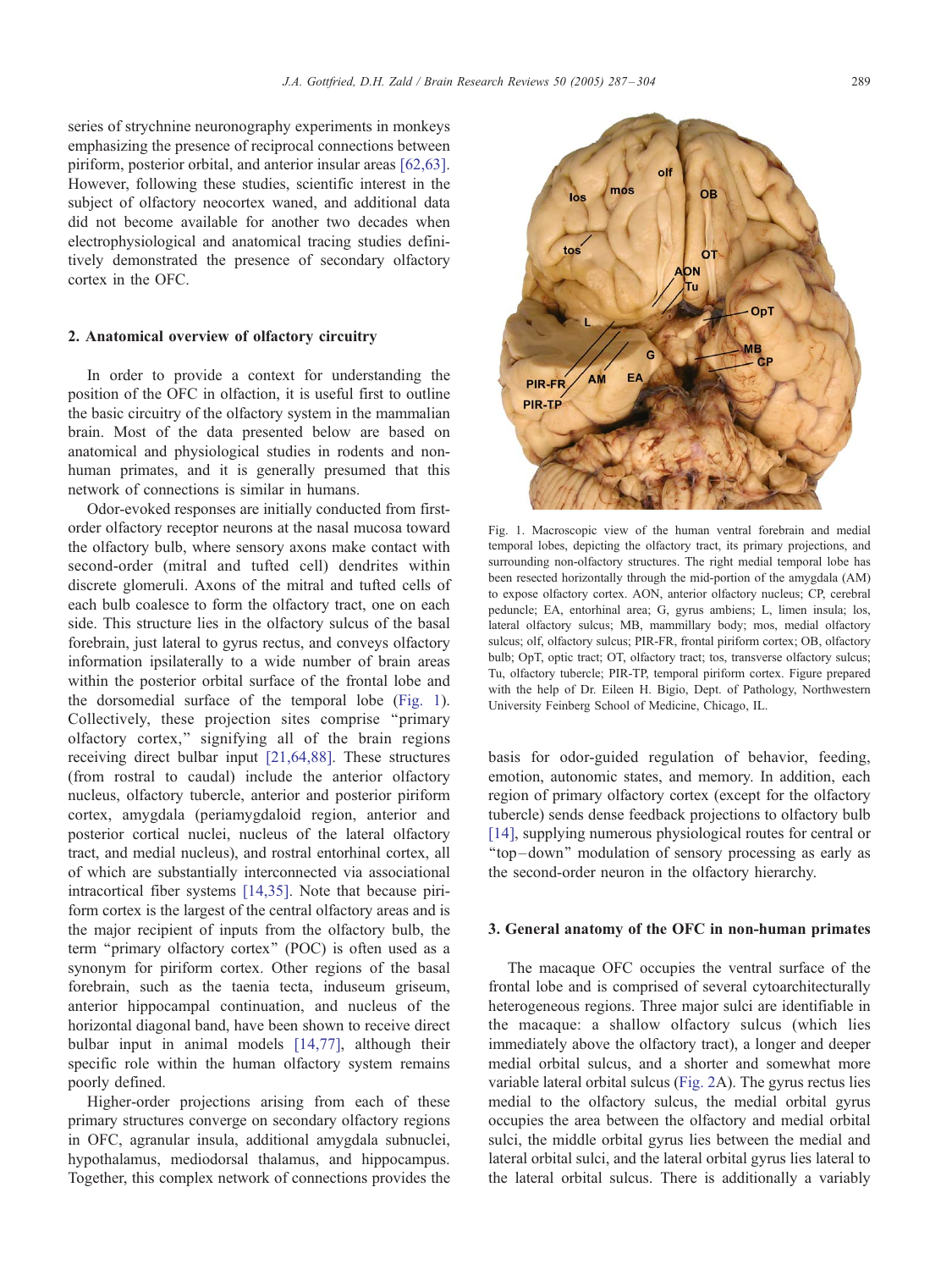series of strychnine neuronography experiments in monkeys emphasizing the presence of reciprocal connections between piriform, posterior orbital, and anterior insular areas [62,63]. However, following these studies, scientific interest in the subject of olfactory neocortex waned, and additional data did not become available for another two decades when electrophysiological and anatomical tracing studies definitively demonstrated the presence of secondary olfactory cortex in the OFC.

## 2. Anatomical overview of olfactory circuitry

In order to provide a context for understanding the position of the OFC in olfaction, it is useful first to outline the basic circuitry of the olfactory system in the mammalian brain. Most of the data presented below are based on anatomical and physiological studies in rodents and non-human primates, and it is generally presumed that this network of connections is similar in humans.

Odor-evoked responses are initially conducted from first-order olfactory receptor neurons at the nasal mucosa toward the olfactory bulb, where sensory axons make contact with second-order (mitral and tufted cell) dendrites within discrete glomeruli. Axons of the mitral and tufted cells of each bulb coalesce to form the olfactory tract, one on each side. This structure lies in the olfactory sulcus of the basal forebrain, just lateral to gyrus rectus, and conveys olfactory information ipsilaterally to a wide number of brain areas within the posterior orbital surface of the frontal lobe and the dorsomedial surface of the temporal lobe (Fig. 1). Collectively, these projection sites comprise "primary olfactory cortex," signifying all of the brain regions receiving direct bulbar input [21,64,88]. These structures (from rostral to caudal) include the anterior olfactory nucleus, olfactory tubercle, anterior and posterior piriform cortex, amygdala (periamygdaloid region, anterior and posterior cortical nuclei, nucleus of the lateral olfactory tract, and medial nucleus), and rostral entorhinal cortex, all of which are substantially interconnected via associational intracortical fiber systems [14,35]. Note that because piriform cortex is the largest of the central olfactory areas and is the major recipient of inputs from the olfactory bulb, the term "primary olfactory cortex" (POC) is often used as a synonym for piriform cortex. Other regions of the basal forebrain, such as the taenia tecta, induseum griseum, anterior hippocampal continuation, and nucleus of the horizontal diagonal band, have been shown to receive direct bulbar input in animal models [14,77], although their specific role within the human olfactory system remains poorly defined.

Higher-order projections arising from each of these primary structures converge on secondary olfactory regions in OFC, agranular insula, additional amygdala subnuclei, hypothalamus, mediodorsal thalamus, and hippocampus. Together, this complex network of connections provides the basis for odor-guided regulation of behavior, feeding, emotion, autonomic states, and memory. In addition, each region of primary olfactory cortex (except for the olfactory tubercle) sends dense feedback projections to olfactory bulb [14], supplying numerous physiological routes for central or "top–down" modulation of sensory processing as early as the second-order neuron in the olfactory hierarchy.

olf
los
mos
OB
tos
OT
AON
Tu
OpT
L
G
MB
CP
PIR-FR
AM
EA
PIR-TP

Fig. 1. Macroscopic view of the human ventral forebrain and medial temporal lobes, depicting the olfactory tract, its primary projections, and surrounding non-olfactory structures. The right medial temporal lobe has been resected horizontally through the mid-portion of the amygdala (AM) to expose olfactory cortex. AON, anterior olfactory nucleus; CP, cerebral peduncle; EA, entorhinal area; G, gyrus ambiens; L, limen insula; los, lateral olfactory sulcus; MB, mammillary body; mos, medial olfactory sulcus; olf, olfactory sulcus; PIR-FR, frontal piriform cortex; OB, olfactory bulb; OpT, optic tract; OT, olfactory tract; tos, transverse olfactory sulcus; Tu, olfactory tubercle; PIR-TP, temporal piriform cortex. Figure prepared with the help of Dr. Eileen H. Bigio, Dept. of Pathology, Northwestern University Feinberg School of Medicine, Chicago, IL.

## 3. General anatomy of the OFC in non-human primates

The macaque OFC occupies the ventral surface of the frontal lobe and is comprised of several cytoarchitecturally heterogeneous regions. Three major sulci are identifiable in the macaque: a shallow olfactory sulcus (which lies immediately above the olfactory tract), a longer and deeper medial orbital sulcus, and a shorter and somewhat more variable lateral orbital sulcus (Fig. 2A). The gyrus rectus lies medial to the olfactory sulcus, the medial orbital gyrus occupies the area between the olfactory and medial orbital sulci, the middle orbital gyrus lies between the medial and lateral orbital sulci, and the lateral orbital gyrus lies lateral to the lateral orbital sulcus. There is additionally a variably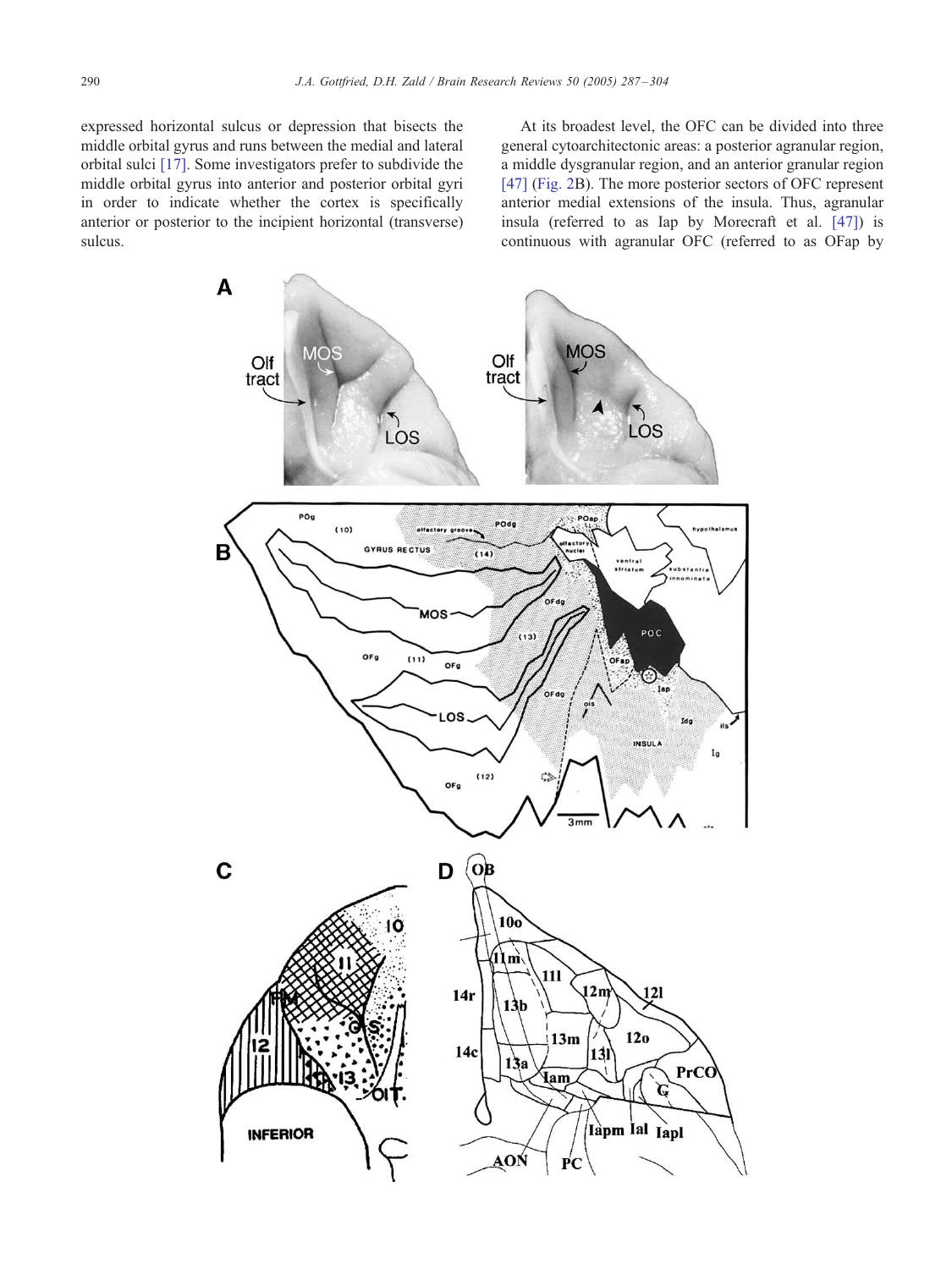expressed horizontal sulcus or depression that bisects the middle orbital gyrus and runs between the medial and lateral orbital sulci [17]. Some investigators prefer to subdivide the middle orbital gyrus into anterior and posterior orbital gyri in order to indicate whether the cortex is specifically anterior or posterior to the incipient horizontal (transverse) sulcus.

At its broadest level, the OFC can be divided into three general cytoarchitectonic areas: a posterior agranular region, a middle dysgranular region, and an anterior granular region [47] (Fig. 2B). The more posterior sectors of OFC represent anterior medial extensions of the insula. Thus, agranular insula (referred to as Iap by Morecraft et al. [47]) is continuous with agranular OFC (referred to as OFap by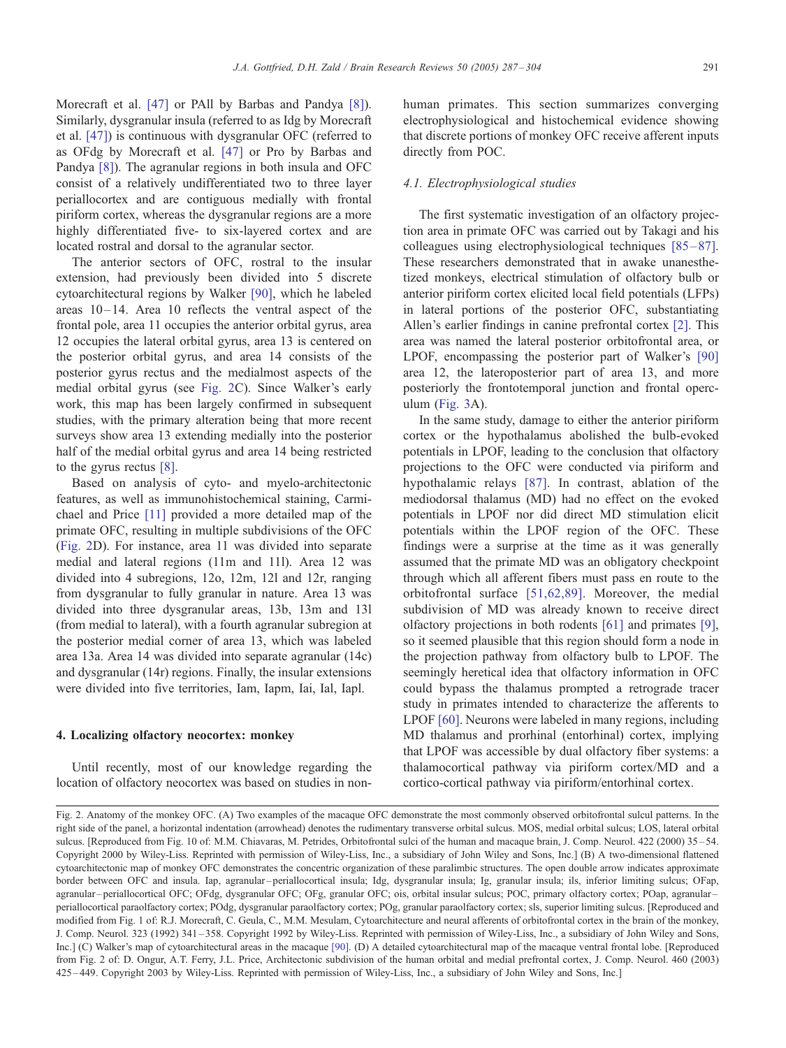Morecraft et al. [47] or PAll by Barbas and Pandya [8]). Similarly, dysgranular insula (referred to as Idg by Morecraft et al. [47]) is continuous with dysgranular OFC (referred to as OFdg by Morecraft et al. [47] or Pro by Barbas and Pandya [8]). The agranular regions in both insula and OFC consist of a relatively undifferentiated two to three layer periallocortex and are contiguous medially with frontal piriform cortex, whereas the dysgranular regions are a more highly differentiated five- to six-layered cortex and are located rostral and dorsal to the agranular sector.

The anterior sectors of OFC, rostral to the insular extension, had previously been divided into 5 discrete cytoarchitectural regions by Walker [90], which he labeled areas 10–14. Area 10 reflects the ventral aspect of the frontal pole, area 11 occupies the anterior orbital gyrus, area 12 occupies the lateral orbital gyrus, area 13 is centered on the posterior orbital gyrus, and area 14 consists of the posterior gyrus rectus and the medialmost aspects of the medial orbital gyrus (see Fig. 2C). Since Walker's early work, this map has been largely confirmed in subsequent studies, with the primary alteration being that more recent surveys show area 13 extending medially into the posterior half of the medial orbital gyrus and area 14 being restricted to the gyrus rectus [8].

Based on analysis of cyto- and myelo-architectonic features, as well as immunohistochemical staining, Carmichael and Price [11] provided a more detailed map of the primate OFC, resulting in multiple subdivisions of the OFC (Fig. 2D). For instance, area 11 was divided into separate medial and lateral regions (11m and 11l). Area 12 was divided into 4 subregions, 12o, 12m, 12l and 12r, ranging from dysgranular to fully granular in nature. Area 13 was divided into three dysgranular areas, 13b, 13m and 13l (from medial to lateral), with a fourth agranular subregion at the posterior medial corner of area 13, which was labeled area 13a. Area 14 was divided into separate agranular (14c) and dysgranular (14r) regions. Finally, the insular extensions were divided into five territories, Iam, Iapm, Iai, Ial, Iapl.

## 4. Localizing olfactory neocortex: monkey

Until recently, most of our knowledge regarding the location of olfactory neocortex was based on studies in non-human primates. This section summarizes converging electrophysiological and histochemical evidence showing that discrete portions of monkey OFC receive afferent inputs directly from POC.

### *4.1. Electrophysiological studies*

The first systematic investigation of an olfactory projection area in primate OFC was carried out by Takagi and his colleagues using electrophysiological techniques [85–87]. These researchers demonstrated that in awake unanesthetized monkeys, electrical stimulation of olfactory bulb or anterior piriform cortex elicited local field potentials (LFPs) in lateral portions of the posterior OFC, substantiating Allen's earlier findings in canine prefrontal cortex [2]. This area was named the lateral posterior orbitofrontal area, or LPOF, encompassing the posterior part of Walker's [90] area 12, the lateroposterior part of area 13, and more posteriorly the frontotemporal junction and frontal operculum (Fig. 3A).

In the same study, damage to either the anterior piriform cortex or the hypothalamus abolished the bulb-evoked potentials in LPOF, leading to the conclusion that olfactory projections to the OFC were conducted via piriform and hypothalamic relays [87]. In contrast, ablation of the mediodorsal thalamus (MD) had no effect on the evoked potentials in LPOF nor did direct MD stimulation elicit potentials within the LPOF region of the OFC. These findings were a surprise at the time as it was generally assumed that the primate MD was an obligatory checkpoint through which all afferent fibers must pass en route to the orbitofrontal surface [51,62,89]. Moreover, the medial subdivision of MD was already known to receive direct olfactory projections in both rodents [61] and primates [9], so it seemed plausible that this region should form a node in the projection pathway from olfactory bulb to LPOF. The seemingly heretical idea that olfactory information in OFC could bypass the thalamus prompted a retrograde tracer study in primates intended to characterize the afferents to LPOF [60]. Neurons were labeled in many regions, including MD thalamus and prorhinal (entorhinal) cortex, implying that LPOF was accessible by dual olfactory fiber systems: a thalamocortical pathway via piriform cortex/MD and a cortico-cortical pathway via piriform/entorhinal cortex.

Fig. 2. Anatomy of the monkey OFC. (A) Two examples of the macaque OFC demonstrate the most commonly observed orbitofrontal sulcul patterns. In the right side of the panel, a horizontal indentation (arrowhead) denotes the rudimentary transverse orbital sulcus. MOS, medial orbital sulcus; LOS, lateral orbital sulcus. [Reproduced from Fig. 10 of: M.M. Chiavaras, M. Petrides, Orbitofrontal sulci of the human and macaque brain, J. Comp. Neurol. 422 (2000) 35–54. Copyright 2000 by Wiley-Liss. Reprinted with permission of Wiley-Liss, Inc., a subsidiary of John Wiley and Sons, Inc.] (B) A two-dimensional flattened cytoarchitectonic map of monkey OFC demonstrates the concentric organization of these paralimbic structures. The open double arrow indicates approximate border between OFC and insula. Iap, agranular–periallocortical insula; Idg, dysgranular insula; Ig, granular insula; ils, inferior limiting sulcus; OFap, agranular–periallocortical OFC; OFdg, dysgranular OFC; OFg, granular OFC; ois, orbital insular sulcus; POC, primary olfactory cortex; POap, agranular–periallocortical paraolfactory cortex; POdg, dysgranular paraolfactory cortex; POg, granular paraolfactory cortex; sls, superior limiting sulcus. [Reproduced and modified from Fig. 1 of: R.J. Morecraft, C. Geula, C., M.M. Mesulam, Cytoarchitecture and neural afferents of orbitofrontal cortex in the brain of the monkey, J. Comp. Neurol. 323 (1992) 341–358. Copyright 1992 by Wiley-Liss. Reprinted with permission of Wiley-Liss, Inc., a subsidiary of John Wiley and Sons, Inc.] (C) Walker's map of cytoarchitectural areas in the macaque [90]. (D) A detailed cytoarchitectural map of the macaque ventral frontal lobe. [Reproduced from Fig. 2 of: D. Ongur, A.T. Ferry, J.L. Price, Architectonic subdivision of the human orbital and medial prefrontal cortex, J. Comp. Neurol. 460 (2003) 425–449. Copyright 2003 by Wiley-Liss. Reprinted with permission of Wiley-Liss, Inc., a subsidiary of John Wiley and Sons, Inc.]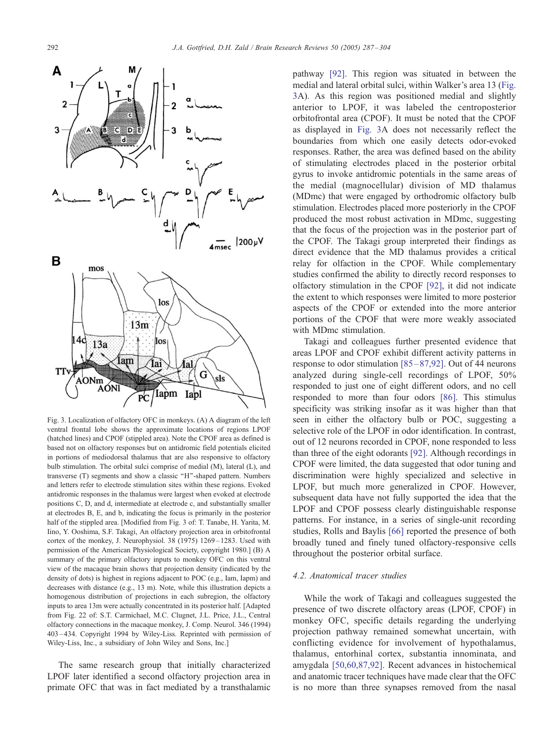Fig. 3. Localization of olfactory OFC in monkeys. (A) A diagram of the left ventral frontal lobe shows the approximate locations of regions LPOF (hatched lines) and CPOF (stippled area). Note the CPOF area as defined is based not on olfactory responses but on antidromic field potentials elicited in portions of mediodorsal thalamus that are also responsive to olfactory bulb stimulation. The orbital sulci comprise of medial (M), lateral (L), and transverse (T) segments and show a classic "H"-shaped pattern. Numbers and letters refer to electrode stimulation sites within these regions. Evoked antidromic responses in the thalamus were largest when evoked at electrode positions C, D, and d, intermediate at electrode c, and substantially smaller at electrodes B, E, and b, indicating the focus is primarily in the posterior half of the stippled area. [Modified from Fig. 3 of: T. Tanabe, H. Yarita, M. Iino, Y. Ooshima, S.F. Takagi, An olfactory projection area in orbitofrontal cortex of the monkey, J. Neurophysiol. 38 (1975) 1269–1283. Used with permission of the American Physiological Society, copyright 1980.] (B) A summary of the primary olfactory inputs to monkey OFC on this ventral view of the macaque brain shows that projection density (indicated by the density of dots) is highest in regions adjacent to POC (e.g., Iam, Iapm) and decreases with distance (e.g., 13 m). Note, while this illustration depicts a homogenous distribution of projections in each subregion, the olfactory inputs to area 13m were actually concentrated in its posterior half. [Adapted from Fig. 22 of: S.T. Carmichael, M.C. Clugnet, J.L. Price, J.L., Central olfactory connections in the macaque monkey, J. Comp. Neurol. 346 (1994) 403–434. Copyright 1994 by Wiley-Liss. Reprinted with permission of Wiley-Liss, Inc., a subsidiary of John Wiley and Sons, Inc.]

The same research group that initially characterized LPOF later identified a second olfactory projection area in primate OFC that was in fact mediated by a transthalamic pathway [92]. This region was situated in between the medial and lateral orbital sulci, within Walker's area 13 (Fig. 3A). As this region was positioned medial and slightly anterior to LPOF, it was labeled the centroposterior orbitofrontal area (CPOF). It must be noted that the CPOF as displayed in Fig. 3A does not necessarily reflect the boundaries from which one easily detects odor-evoked responses. Rather, the area was defined based on the ability of stimulating electrodes placed in the posterior orbital gyrus to invoke antidromic potentials in the same areas of the medial (magnocellular) division of MD thalamus (MDmc) that were engaged by orthodromic olfactory bulb stimulation. Electrodes placed more posteriorly in the CPOF produced the most robust activation in MDmc, suggesting that the focus of the projection was in the posterior part of the CPOF. The Takagi group interpreted their findings as direct evidence that the MD thalamus provides a critical relay for olfaction in the CPOF. While complementary studies confirmed the ability to directly record responses to olfactory stimulation in the CPOF [92], it did not indicate the extent to which responses were limited to more posterior aspects of the CPOF or extended into the more anterior portions of the CPOF that were more weakly associated with MDmc stimulation.

Takagi and colleagues further presented evidence that areas LPOF and CPOF exhibit different activity patterns in response to odor stimulation [85–87,92]. Out of 44 neurons analyzed during single-cell recordings of LPOF, 50% responded to just one of eight different odors, and no cell responded to more than four odors [86]. This stimulus specificity was striking insofar as it was higher than that seen in either the olfactory bulb or POC, suggesting a selective role of the LPOF in odor identification. In contrast, out of 12 neurons recorded in CPOF, none responded to less than three of the eight odorants [92]. Although recordings in CPOF were limited, the data suggested that odor tuning and discrimination were highly specialized and selective in LPOF, but much more generalized in CPOF. However, subsequent data have not fully supported the idea that the LPOF and CPOF possess clearly distinguishable response patterns. For instance, in a series of single-unit recording studies, Rolls and Baylis [66] reported the presence of both broadly tuned and finely tuned olfactory-responsive cells throughout the posterior orbital surface.

### 4.2. Anatomical tracer studies

While the work of Takagi and colleagues suggested the presence of two discrete olfactory areas (LPOF, CPOF) in monkey OFC, specific details regarding the underlying projection pathway remained somewhat uncertain, with conflicting evidence for involvement of hypothalamus, thalamus, entorhinal cortex, substantia innominata, and amygdala [50,60,87,92]. Recent advances in histochemical and anatomic tracer techniques have made clear that the OFC is no more than three synapses removed from the nasal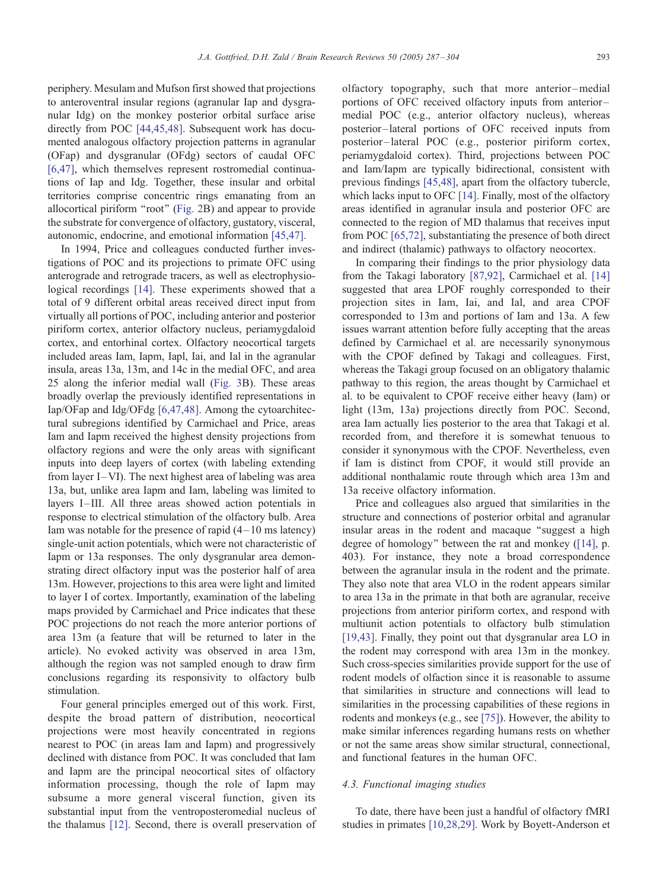periphery. Mesulam and Mufson first showed that projections to anteroventral insular regions (agranular Iap and dysgranular Idg) on the monkey posterior orbital surface arise directly from POC [44,45,48]. Subsequent work has documented analogous olfactory projection patterns in agranular (OFap) and dysgranular (OFdg) sectors of caudal OFC [6,47], which themselves represent rostromedial continuations of Iap and Idg. Together, these insular and orbital territories comprise concentric rings emanating from an allocortical piriform "root" (Fig. 2B) and appear to provide the substrate for convergence of olfactory, gustatory, visceral, autonomic, endocrine, and emotional information [45,47].

In 1994, Price and colleagues conducted further investigations of POC and its projections to primate OFC using anterograde and retrograde tracers, as well as electrophysiological recordings [14]. These experiments showed that a total of 9 different orbital areas received direct input from virtually all portions of POC, including anterior and posterior piriform cortex, anterior olfactory nucleus, periamygdaloid cortex, and entorhinal cortex. Olfactory neocortical targets included areas Iam, Iapm, Iapl, Iai, and Ial in the agranular insula, areas 13a, 13m, and 14c in the medial OFC, and area 25 along the inferior medial wall (Fig. 3B). These areas broadly overlap the previously identified representations in Iap/OFap and Idg/OFdg [6,47,48]. Among the cytoarchitectural subregions identified by Carmichael and Price, areas Iam and Iapm received the highest density projections from olfactory regions and were the only areas with significant inputs into deep layers of cortex (with labeling extending from layer I–VI). The next highest area of labeling was area 13a, but, unlike area Iapm and Iam, labeling was limited to layers I–III. All three areas showed action potentials in response to electrical stimulation of the olfactory bulb. Area Iam was notable for the presence of rapid (4–10 ms latency) single-unit action potentials, which were not characteristic of Iapm or 13a responses. The only dysgranular area demonstrating direct olfactory input was the posterior half of area 13m. However, projections to this area were light and limited to layer I of cortex. Importantly, examination of the labeling maps provided by Carmichael and Price indicates that these POC projections do not reach the more anterior portions of area 13m (a feature that will be returned to later in the article). No evoked activity was observed in area 13m, although the region was not sampled enough to draw firm conclusions regarding its responsivity to olfactory bulb stimulation.

Four general principles emerged out of this work. First, despite the broad pattern of distribution, neocortical projections were most heavily concentrated in regions nearest to POC (in areas Iam and Iapm) and progressively declined with distance from POC. It was concluded that Iam and Iapm are the principal neocortical sites of olfactory information processing, though the role of Iapm may subsume a more general visceral function, given its substantial input from the ventroposteromedial nucleus of the thalamus [12]. Second, there is overall preservation of olfactory topography, such that more anterior–medial portions of OFC received olfactory inputs from anterior–medial POC (e.g., anterior olfactory nucleus), whereas posterior–lateral portions of OFC received inputs from posterior–lateral POC (e.g., posterior piriform cortex, periamygdaloid cortex). Third, projections between POC and Iam/Iapm are typically bidirectional, consistent with previous findings [45,48], apart from the olfactory tubercle, which lacks input to OFC [14]. Finally, most of the olfactory areas identified in agranular insula and posterior OFC are connected to the region of MD thalamus that receives input from POC [65,72], substantiating the presence of both direct and indirect (thalamic) pathways to olfactory neocortex.

In comparing their findings to the prior physiology data from the Takagi laboratory [87,92], Carmichael et al. [14] suggested that area LPOF roughly corresponded to their projection sites in Iam, Iai, and Ial, and area CPOF corresponded to 13m and portions of Iam and 13a. A few issues warrant attention before fully accepting that the areas defined by Carmichael et al. are necessarily synonymous with the CPOF defined by Takagi and colleagues. First, whereas the Takagi group focused on an obligatory thalamic pathway to this region, the areas thought by Carmichael et al. to be equivalent to CPOF receive either heavy (Iam) or light (13m, 13a) projections directly from POC. Second, area Iam actually lies posterior to the area that Takagi et al. recorded from, and therefore it is somewhat tenuous to consider it synonymous with the CPOF. Nevertheless, even if Iam is distinct from CPOF, it would still provide an additional nonthalamic route through which area 13m and 13a receive olfactory information.

Price and colleagues also argued that similarities in the structure and connections of posterior orbital and agranular insular areas in the rodent and macaque "suggest a high degree of homology" between the rat and monkey ([14], p. 403). For instance, they note a broad correspondence between the agranular insula in the rodent and the primate. They also note that area VLO in the rodent appears similar to area 13a in the primate in that both are agranular, receive projections from anterior piriform cortex, and respond with multiunit action potentials to olfactory bulb stimulation [19,43]. Finally, they point out that dysgranular area LO in the rodent may correspond with area 13m in the monkey. Such cross-species similarities provide support for the use of rodent models of olfaction since it is reasonable to assume that similarities in structure and connections will lead to similarities in the processing capabilities of these regions in rodents and monkeys (e.g., see [75]). However, the ability to make similar inferences regarding humans rests on whether or not the same areas show similar structural, connectional, and functional features in the human OFC.

### 4.3. Functional imaging studies

To date, there have been just a handful of olfactory fMRI studies in primates [10,28,29]. Work by Boyett-Anderson et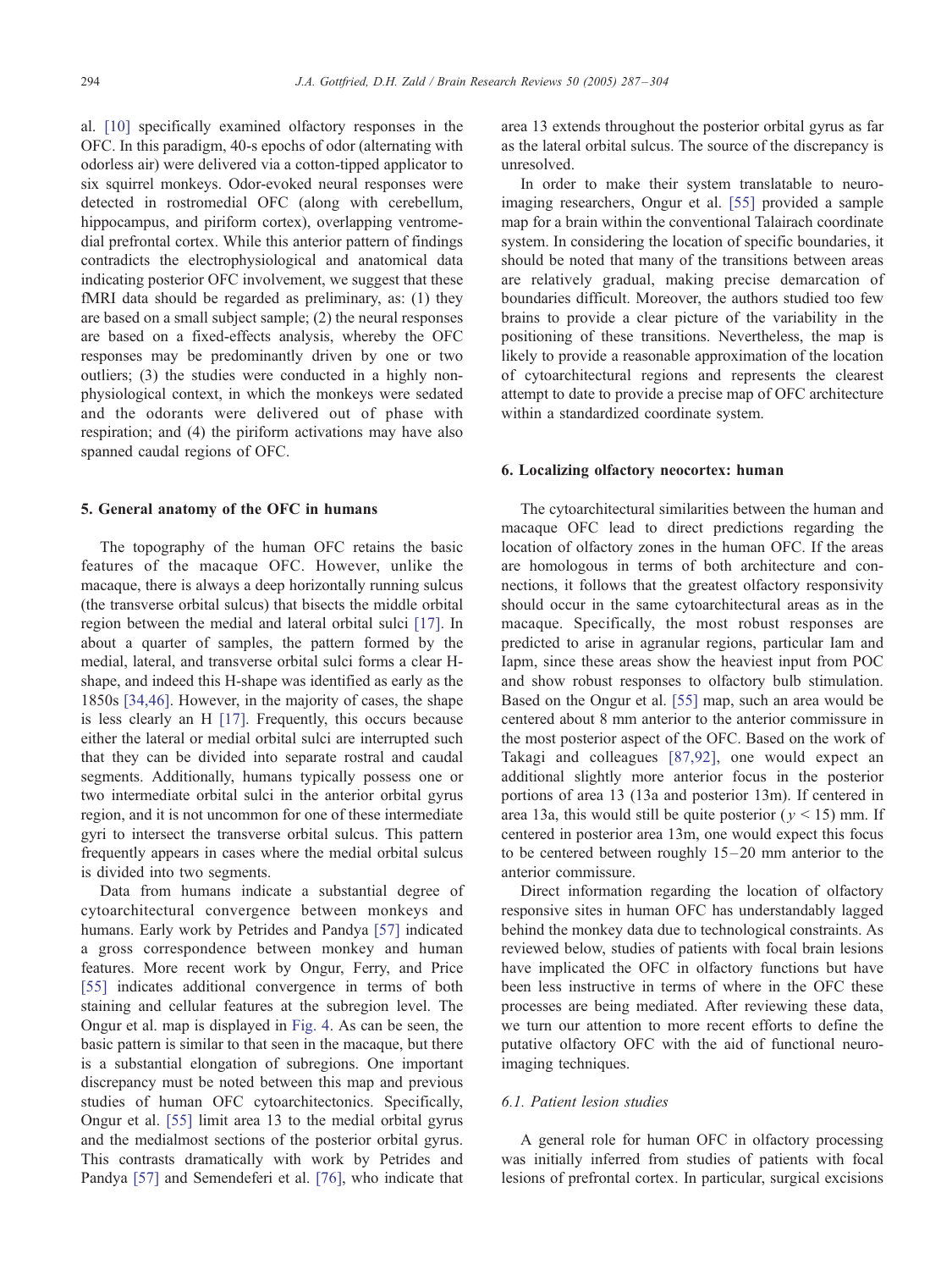al. [10] specifically examined olfactory responses in the OFC. In this paradigm, 40-s epochs of odor (alternating with odorless air) were delivered via a cotton-tipped applicator to six squirrel monkeys. Odor-evoked neural responses were detected in rostromedial OFC (along with cerebellum, hippocampus, and piriform cortex), overlapping ventromedial prefrontal cortex. While this anterior pattern of findings contradicts the electrophysiological and anatomical data indicating posterior OFC involvement, we suggest that these fMRI data should be regarded as preliminary, as: (1) they are based on a small subject sample; (2) the neural responses are based on a fixed-effects analysis, whereby the OFC responses may be predominantly driven by one or two outliers; (3) the studies were conducted in a highly non-physiological context, in which the monkeys were sedated and the odorants were delivered out of phase with respiration; and (4) the piriform activations may have also spanned caudal regions of OFC.

## 5. General anatomy of the OFC in humans

The topography of the human OFC retains the basic features of the macaque OFC. However, unlike the macaque, there is always a deep horizontally running sulcus (the transverse orbital sulcus) that bisects the middle orbital region between the medial and lateral orbital sulci [17]. In about a quarter of samples, the pattern formed by the medial, lateral, and transverse orbital sulci forms a clear H-shape, and indeed this H-shape was identified as early as the 1850s [34,46]. However, in the majority of cases, the shape is less clearly an H [17]. Frequently, this occurs because either the lateral or medial orbital sulci are interrupted such that they can be divided into separate rostral and caudal segments. Additionally, humans typically possess one or two intermediate orbital sulci in the anterior orbital gyrus region, and it is not uncommon for one of these intermediate gyri to intersect the transverse orbital sulcus. This pattern frequently appears in cases where the medial orbital sulcus is divided into two segments.

Data from humans indicate a substantial degree of cytoarchitectural convergence between monkeys and humans. Early work by Petrides and Pandya [57] indicated a gross correspondence between monkey and human features. More recent work by Ongur, Ferry, and Price [55] indicates additional convergence in terms of both staining and cellular features at the subregion level. The Ongur et al. map is displayed in Fig. 4. As can be seen, the basic pattern is similar to that seen in the macaque, but there is a substantial elongation of subregions. One important discrepancy must be noted between this map and previous studies of human OFC cytoarchitectonics. Specifically, Ongur et al. [55] limit area 13 to the medial orbital gyrus and the medialmost sections of the posterior orbital gyrus. This contrasts dramatically with work by Petrides and Pandya [57] and Semendeferi et al. [76], who indicate that area 13 extends throughout the posterior orbital gyrus as far as the lateral orbital sulcus. The source of the discrepancy is unresolved.

In order to make their system translatable to neuroimaging researchers, Ongur et al. [55] provided a sample map for a brain within the conventional Talairach coordinate system. In considering the location of specific boundaries, it should be noted that many of the transitions between areas are relatively gradual, making precise demarcation of boundaries difficult. Moreover, the authors studied too few brains to provide a clear picture of the variability in the positioning of these transitions. Nevertheless, the map is likely to provide a reasonable approximation of the location of cytoarchitectural regions and represents the clearest attempt to date to provide a precise map of OFC architecture within a standardized coordinate system.

## 6. Localizing olfactory neocortex: human

The cytoarchitectural similarities between the human and macaque OFC lead to direct predictions regarding the location of olfactory zones in the human OFC. If the areas are homologous in terms of both architecture and connections, it follows that the greatest olfactory responsivity should occur in the same cytoarchitectural areas as in the macaque. Specifically, the most robust responses are predicted to arise in agranular regions, particular Iam and Iapm, since these areas show the heaviest input from POC and show robust responses to olfactory bulb stimulation. Based on the Ongur et al. [55] map, such an area would be centered about 8 mm anterior to the anterior commissure in the most posterior aspect of the OFC. Based on the work of Takagi and colleagues [87,92], one would expect an additional slightly more anterior focus in the posterior portions of area 13 (13a and posterior 13m). If centered in area 13a, this would still be quite posterior ($y < 15$) mm. If centered in posterior area 13m, one would expect this focus to be centered between roughly 15–20 mm anterior to the anterior commissure.

Direct information regarding the location of olfactory responsive sites in human OFC has understandably lagged behind the monkey data due to technological constraints. As reviewed below, studies of patients with focal brain lesions have implicated the OFC in olfactory functions but have been less instructive in terms of where in the OFC these processes are being mediated. After reviewing these data, we turn our attention to more recent efforts to define the putative olfactory OFC with the aid of functional neuroimaging techniques.

### 6.1. Patient lesion studies

A general role for human OFC in olfactory processing was initially inferred from studies of patients with focal lesions of prefrontal cortex. In particular, surgical excisions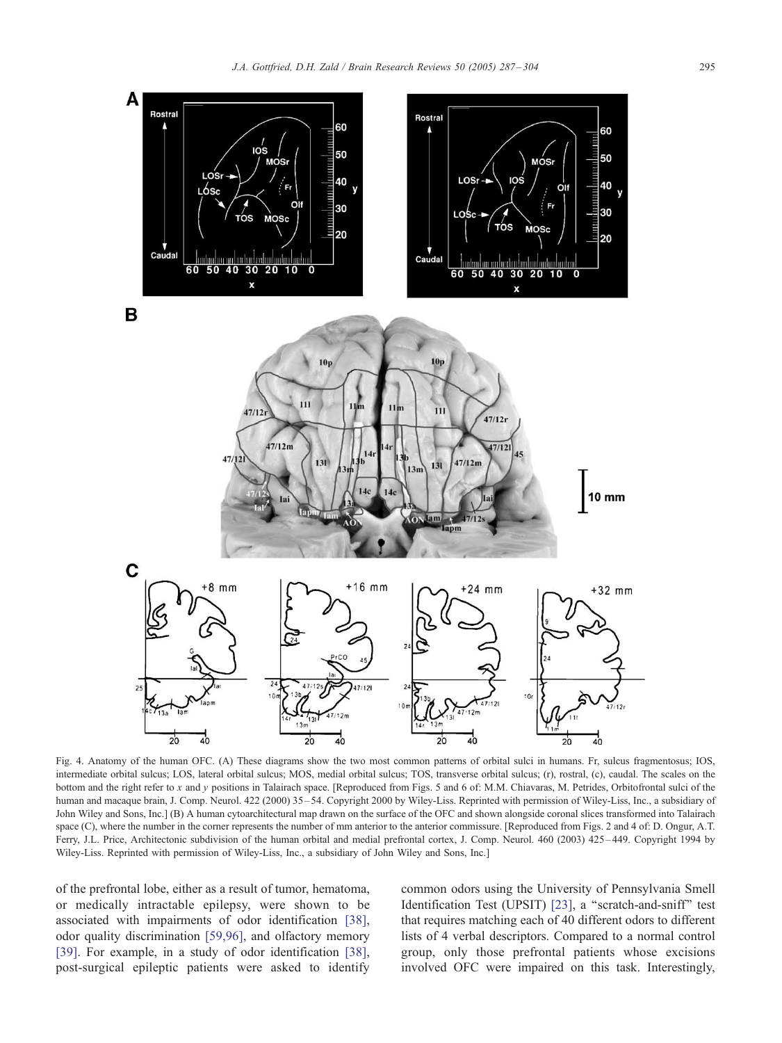Fig. 4. Anatomy of the human OFC. (A) These diagrams show the two most common patterns of orbital sulci in humans. Fr, sulcus fragmentosus; IOS, intermediate orbital sulcus; LOS, lateral orbital sulcus; MOS, medial orbital sulcus; TOS, transverse orbital sulcus; (r), rostral, (c), caudal. The scales on the bottom and the right refer to x and y positions in Talairach space. [Reproduced from Figs. 5 and 6 of: M.M. Chiavaras, M. Petrides, Orbitofrontal sulci of the human and macaque brain, J. Comp. Neurol. 422 (2000) 35–54. Copyright 2000 by Wiley-Liss. Reprinted with permission of Wiley-Liss, Inc., a subsidiary of John Wiley and Sons, Inc.] (B) A human cytoarchitectural map drawn on the surface of the OFC and shown alongside coronal slices transformed into Talairach space (C), where the number in the corner represents the number of mm anterior to the anterior commissure. [Reproduced from Figs. 2 and 4 of: D. Ongur, A.T. Ferry, J.L. Price, Architectonic subdivision of the human orbital and medial prefrontal cortex, J. Comp. Neurol. 460 (2003) 425–449. Copyright 1994 by Wiley-Liss. Reprinted with permission of Wiley-Liss, Inc., a subsidiary of John Wiley and Sons, Inc.]

of the prefrontal lobe, either as a result of tumor, hematoma, or medically intractable epilepsy, were shown to be associated with impairments of odor identification [38], odor quality discrimination [59,96], and olfactory memory [39]. For example, in a study of odor identification [38], post-surgical epileptic patients were asked to identify common odors using the University of Pennsylvania Smell Identification Test (UPSIT) [23], a "scratch-and-sniff" test that requires matching each of 40 different odors to different lists of 4 verbal descriptors. Compared to a normal control group, only those prefrontal patients whose excisions involved OFC were impaired on this task. Interestingly,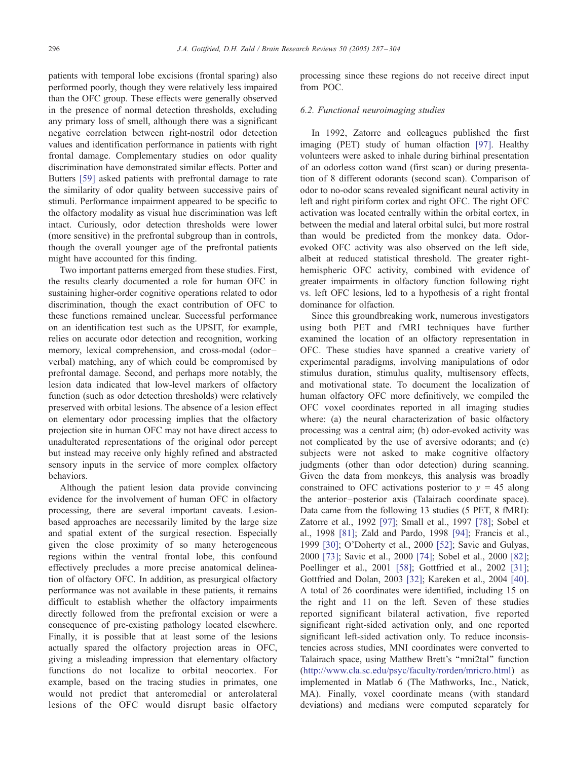patients with temporal lobe excisions (frontal sparing) also performed poorly, though they were relatively less impaired than the OFC group. These effects were generally observed in the presence of normal detection thresholds, excluding any primary loss of smell, although there was a significant negative correlation between right-nostril odor detection values and identification performance in patients with right frontal damage. Complementary studies on odor quality discrimination have demonstrated similar effects. Potter and Butters [59] asked patients with prefrontal damage to rate the similarity of odor quality between successive pairs of stimuli. Performance impairment appeared to be specific to the olfactory modality as visual hue discrimination was left intact. Curiously, odor detection thresholds were lower (more sensitive) in the prefrontal subgroup than in controls, though the overall younger age of the prefrontal patients might have accounted for this finding.

Two important patterns emerged from these studies. First, the results clearly documented a role for human OFC in sustaining higher-order cognitive operations related to odor discrimination, though the exact contribution of OFC to these functions remained unclear. Successful performance on an identification test such as the UPSIT, for example, relies on accurate odor detection and recognition, working memory, lexical comprehension, and cross-modal (odor–verbal) matching, any of which could be compromised by prefrontal damage. Second, and perhaps more notably, the lesion data indicated that low-level markers of olfactory function (such as odor detection thresholds) were relatively preserved with orbital lesions. The absence of a lesion effect on elementary odor processing implies that the olfactory projection site in human OFC may not have direct access to unadulterated representations of the original odor percept but instead may receive only highly refined and abstracted sensory inputs in the service of more complex olfactory behaviors.

Although the patient lesion data provide convincing evidence for the involvement of human OFC in olfactory processing, there are several important caveats. Lesion-based approaches are necessarily limited by the large size and spatial extent of the surgical resection. Especially given the close proximity of so many heterogeneous regions within the ventral frontal lobe, this confound effectively precludes a more precise anatomical delineation of olfactory OFC. In addition, as presurgical olfactory performance was not available in these patients, it remains difficult to establish whether the olfactory impairments directly followed from the prefrontal excision or were a consequence of pre-existing pathology located elsewhere. Finally, it is possible that at least some of the lesions actually spared the olfactory projection areas in OFC, giving a misleading impression that elementary olfactory functions do not localize to orbital neocortex. For example, based on the tracing studies in primates, one would not predict that anteromedial or anterolateral lesions of the OFC would disrupt basic olfactory processing since these regions do not receive direct input from POC.

### 6.2. Functional neuroimaging studies

In 1992, Zatorre and colleagues published the first imaging (PET) study of human olfaction [97]. Healthy volunteers were asked to inhale during birhinal presentation of an odorless cotton wand (first scan) or during presentation of 8 different odorants (second scan). Comparison of odor to no-odor scans revealed significant neural activity in left and right piriform cortex and right OFC. The right OFC activation was located centrally within the orbital cortex, in between the medial and lateral orbital sulci, but more rostral than would be predicted from the monkey data. Odor-evoked OFC activity was also observed on the left side, albeit at reduced statistical threshold. The greater right-hemispheric OFC activity, combined with evidence of greater impairments in olfactory function following right vs. left OFC lesions, led to a hypothesis of a right frontal dominance for olfaction.

Since this groundbreaking work, numerous investigators using both PET and fMRI techniques have further examined the location of an olfactory representation in OFC. These studies have spanned a creative variety of experimental paradigms, involving manipulations of odor stimulus duration, stimulus quality, multisensory effects, and motivational state. To document the localization of human olfactory OFC more definitively, we compiled the OFC voxel coordinates reported in all imaging studies where: (a) the neural characterization of basic olfactory processing was a central aim; (b) odor-evoked activity was not complicated by the use of aversive odorants; and (c) subjects were not asked to make cognitive olfactory judgments (other than odor detection) during scanning. Given the data from monkeys, this analysis was broadly constrained to OFC activations posterior to $y = 45$ along the anterior–posterior axis (Talairach coordinate space). Data came from the following 13 studies (5 PET, 8 fMRI): Zatorre et al., 1992 [97]; Small et al., 1997 [78]; Sobel et al., 1998 [81]; Zald and Pardo, 1998 [94]; Francis et al., 1999 [30]; O'Doherty et al., 2000 [52]; Savic and Gulyas, 2000 [73]; Savic et al., 2000 [74]; Sobel et al., 2000 [82]; Poellinger et al., 2001 [58]; Gottfried et al., 2002 [31]; Gottfried and Dolan, 2003 [32]; Kareken et al., 2004 [40]. A total of 26 coordinates were identified, including 15 on the right and 11 on the left. Seven of these studies reported significant bilateral activation, five reported significant right-sided activation only, and one reported significant left-sided activation only. To reduce inconsistencies across studies, MNI coordinates were converted to Talairach space, using Matthew Brett's "mni2tal" function (http://www.cla.sc.edu/psyc/faculty/rorden/mricro.html) as implemented in Matlab 6 (The Mathworks, Inc., Natick, MA). Finally, voxel coordinate means (with standard deviations) and medians were computed separately for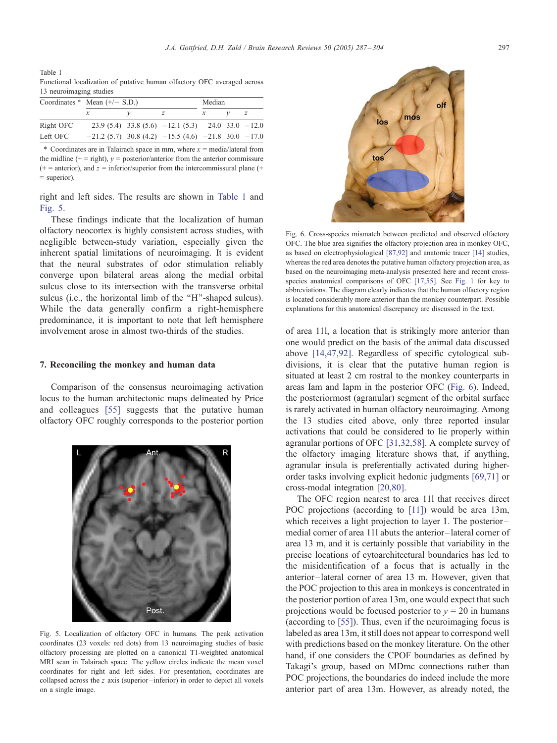Table 1
Functional localization of putative human olfactory OFC averaged across 13 neuroimaging studies

| Coordinates * | Mean (+/− S.D.) | | | Median | | |
|---|---|---|---|---|---|---|
| | $x$ | $y$ | $z$ | $x$ | $y$ | $z$ |
| Right OFC | 23.9 (5.4) | 33.8 (5.6) | −12.1 (5.3) | 24.0 | 33.0 | −12.0 |
| Left OFC | −21.2 (5.7) | 30.8 (4.2) | −15.5 (4.6) | −21.8 | 30.0 | −17.0 |

\* Coordinates are in Talairach space in mm, where $x$ = media/lateral from the midline (+ = right), $y$ = posterior/anterior from the anterior commissure (+ = anterior), and $z$ = inferior/superior from the intercommissural plane (+ = superior).

right and left sides. The results are shown in Table 1 and Fig. 5.

These findings indicate that the localization of human olfactory neocortex is highly consistent across studies, with negligible between-study variation, especially given the inherent spatial limitations of neuroimaging. It is evident that the neural substrates of odor stimulation reliably converge upon bilateral areas along the medial orbital sulcus close to its intersection with the transverse orbital sulcus (i.e., the horizontal limb of the "H"-shaped sulcus). While the data generally confirm a right-hemisphere predominance, it is important to note that left hemisphere involvement arose in almost two-thirds of the studies.

## 7. Reconciling the monkey and human data

Comparison of the consensus neuroimaging activation locus to the human architectonic maps delineated by Price and colleagues [55] suggests that the putative human olfactory OFC roughly corresponds to the posterior portion of area 11l, a location that is strikingly more anterior than one would predict on the basis of the animal data discussed above [14,47,92]. Regardless of specific cytological subdivisions, it is clear that the putative human region is situated at least 2 cm rostral to the monkey counterparts in areas Iam and Iapm in the posterior OFC (Fig. 6). Indeed, the posteriormost (agranular) segment of the orbital surface is rarely activated in human olfactory neuroimaging. Among the 13 studies cited above, only three reported insular activations that could be considered to lie properly within agranular portions of OFC [31,32,58]. A complete survey of the olfactory imaging literature shows that, if anything, agranular insula is preferentially activated during higher-order tasks involving explicit hedonic judgments [69,71] or cross-modal integration [20,80].

Fig. 5. Localization of olfactory OFC in humans. The peak activation coordinates (23 voxels: red dots) from 13 neuroimaging studies of basic olfactory processing are plotted on a canonical T1-weighted anatomical MRI scan in Talairach space. The yellow circles indicate the mean voxel coordinates for right and left sides. For presentation, coordinates are collapsed across the $z$ axis (superior–inferior) in order to depict all voxels on a single image.

Fig. 6. Cross-species mismatch between predicted and observed olfactory OFC. The blue area signifies the olfactory projection area in monkey OFC, as based on electrophysiological [87,92] and anatomic tracer [14] studies, whereas the red area denotes the putative human olfactory projection area, as based on the neuroimaging meta-analysis presented here and recent cross-species anatomical comparisons of OFC [17,55]. See Fig. 1 for key to abbreviations. The diagram clearly indicates that the human olfactory region is located considerably more anterior than the monkey counterpart. Possible explanations for this anatomical discrepancy are discussed in the text.

The OFC region nearest to area 11l that receives direct POC projections (according to [11]) would be area 13m, which receives a light projection to layer 1. The posterior–medial corner of area 11l abuts the anterior–lateral corner of area 13 m, and it is certainly possible that variability in the precise locations of cytoarchitectural boundaries has led to the misidentification of a focus that is actually in the anterior–lateral corner of area 13 m. However, given that the POC projection to this area in monkeys is concentrated in the posterior portion of area 13m, one would expect that such projections would be focused posterior to $y = 20$ in humans (according to [55]). Thus, even if the neuroimaging focus is labeled as area 13m, it still does not appear to correspond well with predictions based on the monkey literature. On the other hand, if one considers the CPOF boundaries as defined by Takagi's group, based on MDmc connections rather than POC projections, the boundaries do indeed include the more anterior part of area 13m. However, as already noted, the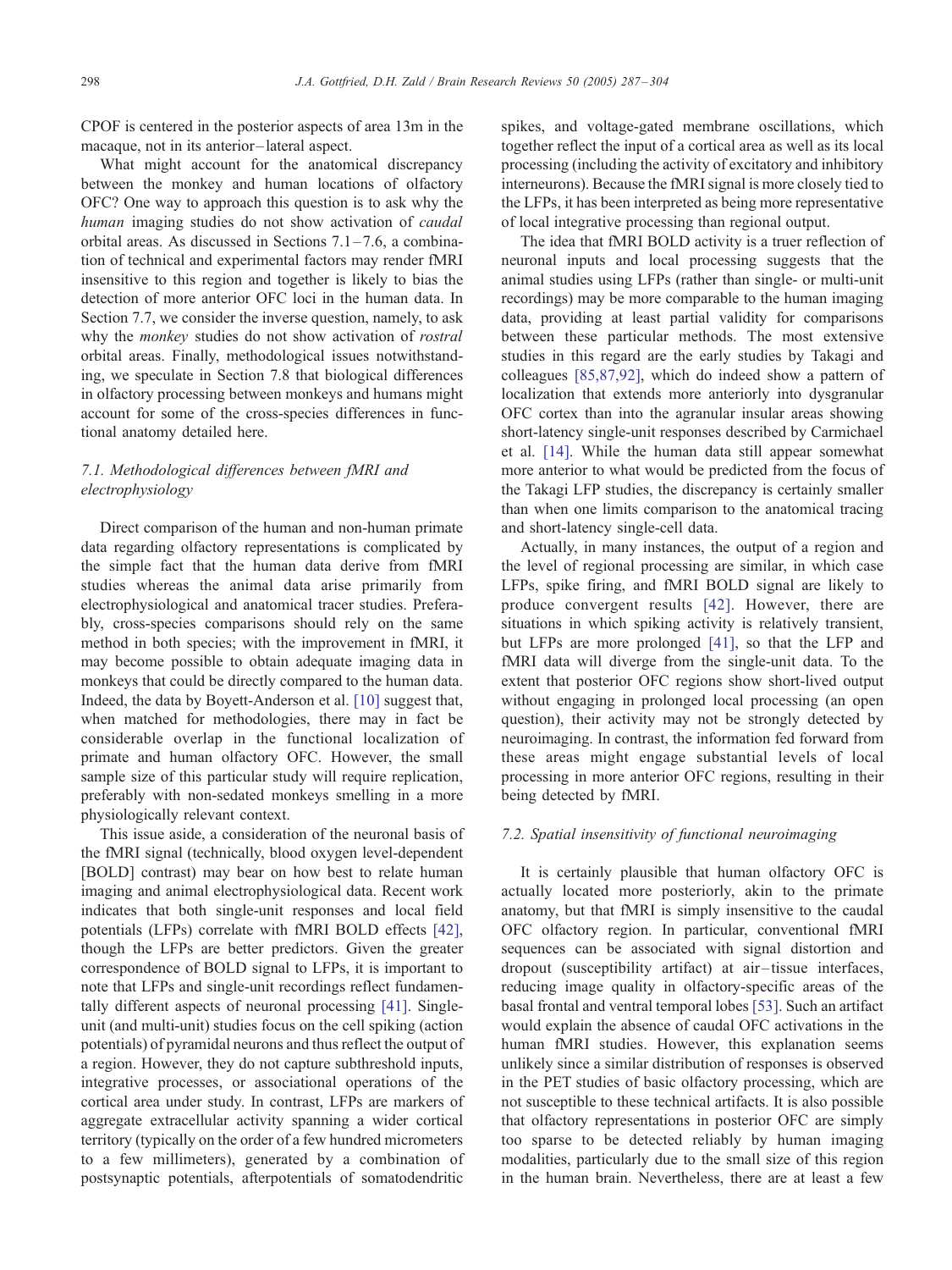CPOF is centered in the posterior aspects of area 13m in the macaque, not in its anterior–lateral aspect.

What might account for the anatomical discrepancy between the monkey and human locations of olfactory OFC? One way to approach this question is to ask why the *human* imaging studies do not show activation of *caudal* orbital areas. As discussed in Sections 7.1–7.6, a combination of technical and experimental factors may render fMRI insensitive to this region and together is likely to bias the detection of more anterior OFC loci in the human data. In Section 7.7, we consider the inverse question, namely, to ask why the *monkey* studies do not show activation of *rostral* orbital areas. Finally, methodological issues notwithstanding, we speculate in Section 7.8 that biological differences in olfactory processing between monkeys and humans might account for some of the cross-species differences in functional anatomy detailed here.

### 7.1. Methodological differences between fMRI and electrophysiology

Direct comparison of the human and non-human primate data regarding olfactory representations is complicated by the simple fact that the human data derive from fMRI studies whereas the animal data arise primarily from electrophysiological and anatomical tracer studies. Preferably, cross-species comparisons should rely on the same method in both species; with the improvement in fMRI, it may become possible to obtain adequate imaging data in monkeys that could be directly compared to the human data. Indeed, the data by Boyett-Anderson et al. [10] suggest that, when matched for methodologies, there may in fact be considerable overlap in the functional localization of primate and human olfactory OFC. However, the small sample size of this particular study will require replication, preferably with non-sedated monkeys smelling in a more physiologically relevant context.

This issue aside, a consideration of the neuronal basis of the fMRI signal (technically, blood oxygen level-dependent [BOLD] contrast) may bear on how best to relate human imaging and animal electrophysiological data. Recent work indicates that both single-unit responses and local field potentials (LFPs) correlate with fMRI BOLD effects [42], though the LFPs are better predictors. Given the greater correspondence of BOLD signal to LFPs, it is important to note that LFPs and single-unit recordings reflect fundamentally different aspects of neuronal processing [41]. Single-unit (and multi-unit) studies focus on the cell spiking (action potentials) of pyramidal neurons and thus reflect the output of a region. However, they do not capture subthreshold inputs, integrative processes, or associational operations of the cortical area under study. In contrast, LFPs are markers of aggregate extracellular activity spanning a wider cortical territory (typically on the order of a few hundred micrometers to a few millimeters), generated by a combination of postsynaptic potentials, afterpotentials of somatodendritic spikes, and voltage-gated membrane oscillations, which together reflect the input of a cortical area as well as its local processing (including the activity of excitatory and inhibitory interneurons). Because the fMRI signal is more closely tied to the LFPs, it has been interpreted as being more representative of local integrative processing than regional output.

The idea that fMRI BOLD activity is a truer reflection of neuronal inputs and local processing suggests that the animal studies using LFPs (rather than single- or multi-unit recordings) may be more comparable to the human imaging data, providing at least partial validity for comparisons between these particular methods. The most extensive studies in this regard are the early studies by Takagi and colleagues [85,87,92], which do indeed show a pattern of localization that extends more anteriorly into dysgranular OFC cortex than into the agranular insular areas showing short-latency single-unit responses described by Carmichael et al. [14]. While the human data still appear somewhat more anterior to what would be predicted from the focus of the Takagi LFP studies, the discrepancy is certainly smaller than when one limits comparison to the anatomical tracing and short-latency single-cell data.

Actually, in many instances, the output of a region and the level of regional processing are similar, in which case LFPs, spike firing, and fMRI BOLD signal are likely to produce convergent results [42]. However, there are situations in which spiking activity is relatively transient, but LFPs are more prolonged [41], so that the LFP and fMRI data will diverge from the single-unit data. To the extent that posterior OFC regions show short-lived output without engaging in prolonged local processing (an open question), their activity may not be strongly detected by neuroimaging. In contrast, the information fed forward from these areas might engage substantial levels of local processing in more anterior OFC regions, resulting in their being detected by fMRI.

### 7.2. Spatial insensitivity of functional neuroimaging

It is certainly plausible that human olfactory OFC is actually located more posteriorly, akin to the primate anatomy, but that fMRI is simply insensitive to the caudal OFC olfactory region. In particular, conventional fMRI sequences can be associated with signal distortion and dropout (susceptibility artifact) at air–tissue interfaces, reducing image quality in olfactory-specific areas of the basal frontal and ventral temporal lobes [53]. Such an artifact would explain the absence of caudal OFC activations in the human fMRI studies. However, this explanation seems unlikely since a similar distribution of responses is observed in the PET studies of basic olfactory processing, which are not susceptible to these technical artifacts. It is also possible that olfactory representations in posterior OFC are simply too sparse to be detected reliably by human imaging modalities, particularly due to the small size of this region in the human brain. Nevertheless, there are at least a few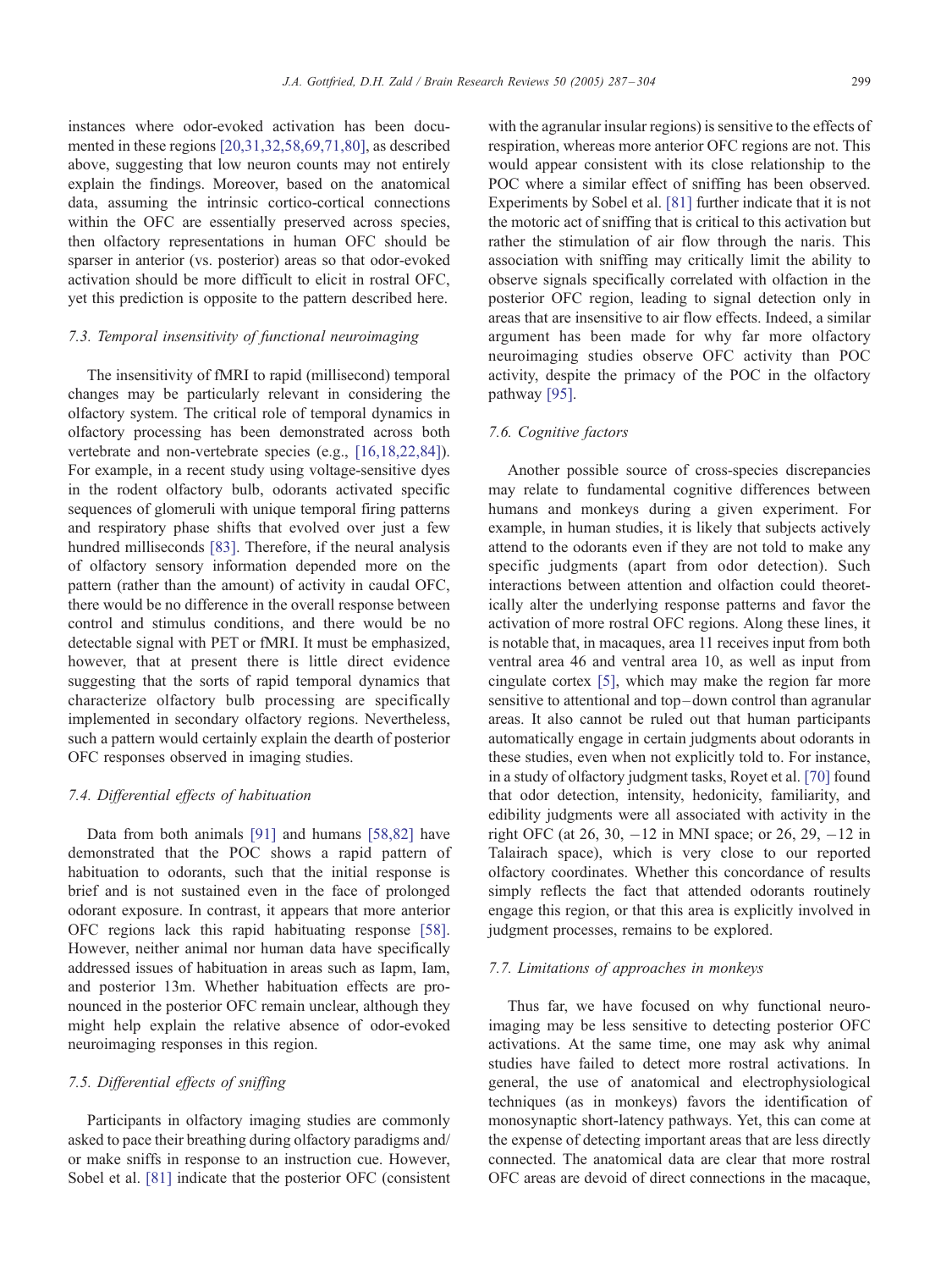instances where odor-evoked activation has been documented in these regions [20,31,32,58,69,71,80], as described above, suggesting that low neuron counts may not entirely explain the findings. Moreover, based on the anatomical data, assuming the intrinsic cortico-cortical connections within the OFC are essentially preserved across species, then olfactory representations in human OFC should be sparser in anterior (vs. posterior) areas so that odor-evoked activation should be more difficult to elicit in rostral OFC, yet this prediction is opposite to the pattern described here.

### 7.3. Temporal insensitivity of functional neuroimaging

The insensitivity of fMRI to rapid (millisecond) temporal changes may be particularly relevant in considering the olfactory system. The critical role of temporal dynamics in olfactory processing has been demonstrated across both vertebrate and non-vertebrate species (e.g., [16,18,22,84]). For example, in a recent study using voltage-sensitive dyes in the rodent olfactory bulb, odorants activated specific sequences of glomeruli with unique temporal firing patterns and respiratory phase shifts that evolved over just a few hundred milliseconds [83]. Therefore, if the neural analysis of olfactory sensory information depended more on the pattern (rather than the amount) of activity in caudal OFC, there would be no difference in the overall response between control and stimulus conditions, and there would be no detectable signal with PET or fMRI. It must be emphasized, however, that at present there is little direct evidence suggesting that the sorts of rapid temporal dynamics that characterize olfactory bulb processing are specifically implemented in secondary olfactory regions. Nevertheless, such a pattern would certainly explain the dearth of posterior OFC responses observed in imaging studies.

### 7.4. Differential effects of habituation

Data from both animals [91] and humans [58,82] have demonstrated that the POC shows a rapid pattern of habituation to odorants, such that the initial response is brief and is not sustained even in the face of prolonged odorant exposure. In contrast, it appears that more anterior OFC regions lack this rapid habituating response [58]. However, neither animal nor human data have specifically addressed issues of habituation in areas such as Iapm, Iam, and posterior 13m. Whether habituation effects are pronounced in the posterior OFC remain unclear, although they might help explain the relative absence of odor-evoked neuroimaging responses in this region.

### 7.5. Differential effects of sniffing

Participants in olfactory imaging studies are commonly asked to pace their breathing during olfactory paradigms and/or make sniffs in response to an instruction cue. However, Sobel et al. [81] indicate that the posterior OFC (consistent with the agranular insular regions) is sensitive to the effects of respiration, whereas more anterior OFC regions are not. This would appear consistent with its close relationship to the POC where a similar effect of sniffing has been observed. Experiments by Sobel et al. [81] further indicate that it is not the motoric act of sniffing that is critical to this activation but rather the stimulation of air flow through the naris. This association with sniffing may critically limit the ability to observe signals specifically correlated with olfaction in the posterior OFC region, leading to signal detection only in areas that are insensitive to air flow effects. Indeed, a similar argument has been made for why far more olfactory neuroimaging studies observe OFC activity than POC activity, despite the primacy of the POC in the olfactory pathway [95].

### 7.6. Cognitive factors

Another possible source of cross-species discrepancies may relate to fundamental cognitive differences between humans and monkeys during a given experiment. For example, in human studies, it is likely that subjects actively attend to the odorants even if they are not told to make any specific judgments (apart from odor detection). Such interactions between attention and olfaction could theoretically alter the underlying response patterns and favor the activation of more rostral OFC regions. Along these lines, it is notable that, in macaques, area 11 receives input from both ventral area 46 and ventral area 10, as well as input from cingulate cortex [5], which may make the region far more sensitive to attentional and top–down control than agranular areas. It also cannot be ruled out that human participants automatically engage in certain judgments about odorants in these studies, even when not explicitly told to. For instance, in a study of olfactory judgment tasks, Royet et al. [70] found that odor detection, intensity, hedonicity, familiarity, and edibility judgments were all associated with activity in the right OFC (at 26, 30, −12 in MNI space; or 26, 29, −12 in Talairach space), which is very close to our reported olfactory coordinates. Whether this concordance of results simply reflects the fact that attended odorants routinely engage this region, or that this area is explicitly involved in judgment processes, remains to be explored.

### 7.7. Limitations of approaches in monkeys

Thus far, we have focused on why functional neuroimaging may be less sensitive to detecting posterior OFC activations. At the same time, one may ask why animal studies have failed to detect more rostral activations. In general, the use of anatomical and electrophysiological techniques (as in monkeys) favors the identification of monosynaptic short-latency pathways. Yet, this can come at the expense of detecting important areas that are less directly connected. The anatomical data are clear that more rostral OFC areas are devoid of direct connections in the macaque,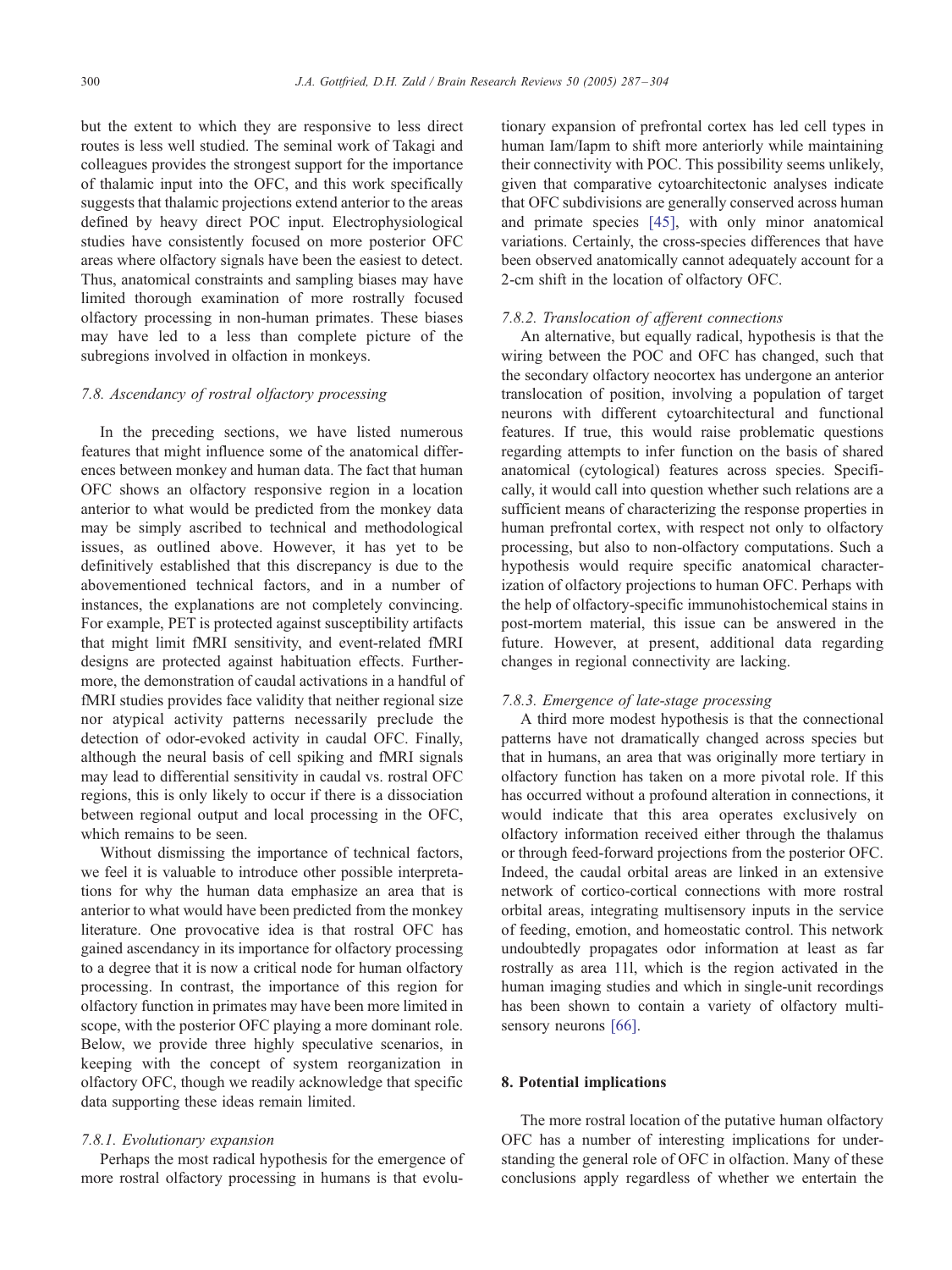but the extent to which they are responsive to less direct routes is less well studied. The seminal work of Takagi and colleagues provides the strongest support for the importance of thalamic input into the OFC, and this work specifically suggests that thalamic projections extend anterior to the areas defined by heavy direct POC input. Electrophysiological studies have consistently focused on more posterior OFC areas where olfactory signals have been the easiest to detect. Thus, anatomical constraints and sampling biases may have limited thorough examination of more rostrally focused olfactory processing in non-human primates. These biases may have led to a less than complete picture of the subregions involved in olfaction in monkeys.

### 7.8. Ascendancy of rostral olfactory processing

In the preceding sections, we have listed numerous features that might influence some of the anatomical differences between monkey and human data. The fact that human OFC shows an olfactory responsive region in a location anterior to what would be predicted from the monkey data may be simply ascribed to technical and methodological issues, as outlined above. However, it has yet to be definitively established that this discrepancy is due to the abovementioned technical factors, and in a number of instances, the explanations are not completely convincing. For example, PET is protected against susceptibility artifacts that might limit fMRI sensitivity, and event-related fMRI designs are protected against habituation effects. Furthermore, the demonstration of caudal activations in a handful of fMRI studies provides face validity that neither regional size nor atypical activity patterns necessarily preclude the detection of odor-evoked activity in caudal OFC. Finally, although the neural basis of cell spiking and fMRI signals may lead to differential sensitivity in caudal vs. rostral OFC regions, this is only likely to occur if there is a dissociation between regional output and local processing in the OFC, which remains to be seen.

Without dismissing the importance of technical factors, we feel it is valuable to introduce other possible interpretations for why the human data emphasize an area that is anterior to what would have been predicted from the monkey literature. One provocative idea is that rostral OFC has gained ascendancy in its importance for olfactory processing to a degree that it is now a critical node for human olfactory processing. In contrast, the importance of this region for olfactory function in primates may have been more limited in scope, with the posterior OFC playing a more dominant role. Below, we provide three highly speculative scenarios, in keeping with the concept of system reorganization in olfactory OFC, though we readily acknowledge that specific data supporting these ideas remain limited.

#### 7.8.1. Evolutionary expansion

Perhaps the most radical hypothesis for the emergence of more rostral olfactory processing in humans is that evolutionary expansion of prefrontal cortex has led cell types in human Iam/Iapm to shift more anteriorly while maintaining their connectivity with POC. This possibility seems unlikely, given that comparative cytoarchitectonic analyses indicate that OFC subdivisions are generally conserved across human and primate species [45], with only minor anatomical variations. Certainly, the cross-species differences that have been observed anatomically cannot adequately account for a 2-cm shift in the location of olfactory OFC.

#### 7.8.2. Translocation of afferent connections

An alternative, but equally radical, hypothesis is that the wiring between the POC and OFC has changed, such that the secondary olfactory neocortex has undergone an anterior translocation of position, involving a population of target neurons with different cytoarchitectural and functional features. If true, this would raise problematic questions regarding attempts to infer function on the basis of shared anatomical (cytological) features across species. Specifically, it would call into question whether such relations are a sufficient means of characterizing the response properties in human prefrontal cortex, with respect not only to olfactory processing, but also to non-olfactory computations. Such a hypothesis would require specific anatomical characterization of olfactory projections to human OFC. Perhaps with the help of olfactory-specific immunohistochemical stains in post-mortem material, this issue can be answered in the future. However, at present, additional data regarding changes in regional connectivity are lacking.

#### 7.8.3. Emergence of late-stage processing

A third more modest hypothesis is that the connectional patterns have not dramatically changed across species but that in humans, an area that was originally more tertiary in olfactory function has taken on a more pivotal role. If this has occurred without a profound alteration in connections, it would indicate that this area operates exclusively on olfactory information received either through the thalamus or through feed-forward projections from the posterior OFC. Indeed, the caudal orbital areas are linked in an extensive network of cortico-cortical connections with more rostral orbital areas, integrating multisensory inputs in the service of feeding, emotion, and homeostatic control. This network undoubtedly propagates odor information at least as far rostrally as area 11l, which is the region activated in the human imaging studies and which in single-unit recordings has been shown to contain a variety of olfactory multisensory neurons [66].

## 8. Potential implications

The more rostral location of the putative human olfactory OFC has a number of interesting implications for understanding the general role of OFC in olfaction. Many of these conclusions apply regardless of whether we entertain the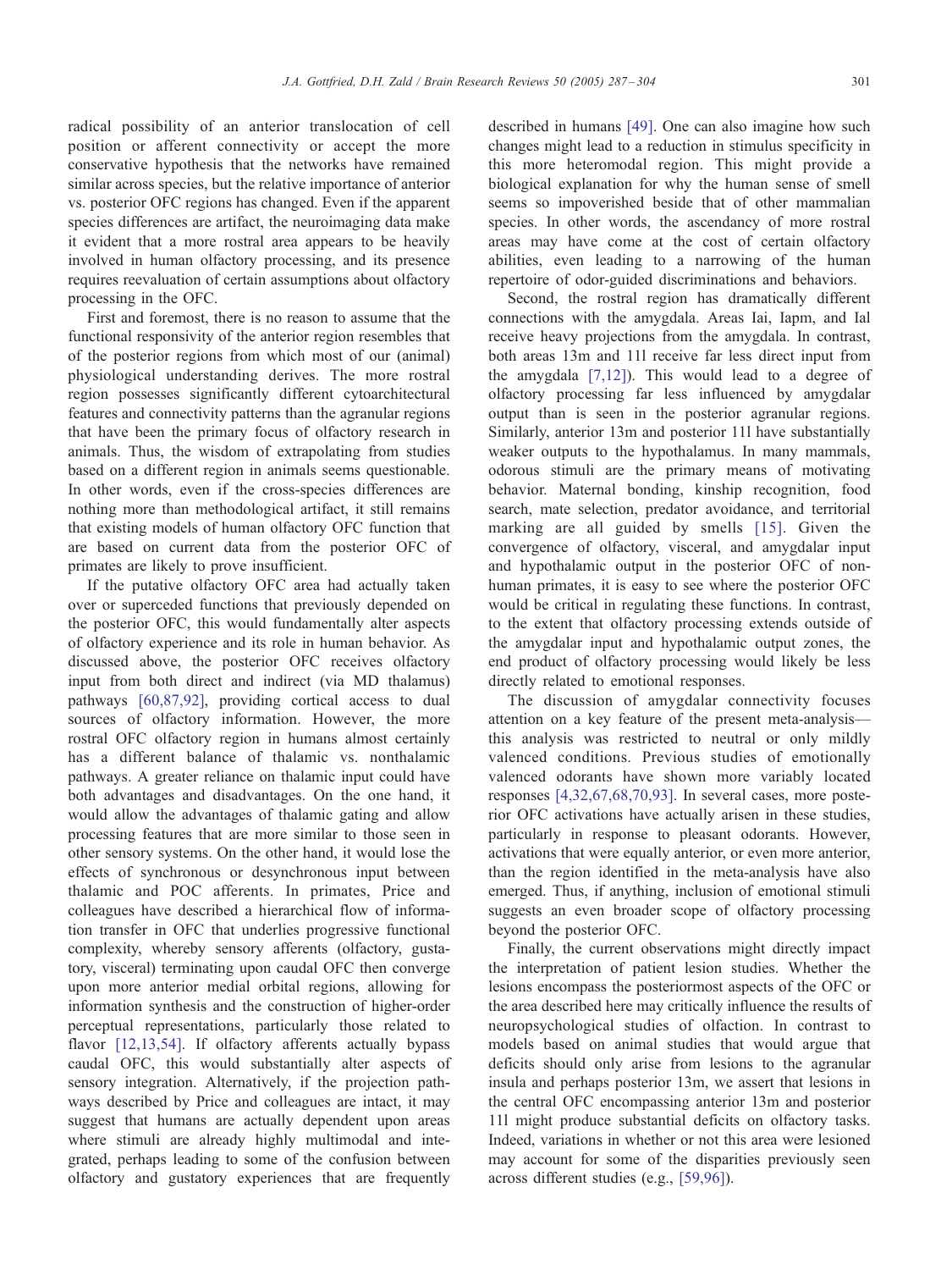radical possibility of an anterior translocation of cell position or afferent connectivity or accept the more conservative hypothesis that the networks have remained similar across species, but the relative importance of anterior vs. posterior OFC regions has changed. Even if the apparent species differences are artifact, the neuroimaging data make it evident that a more rostral area appears to be heavily involved in human olfactory processing, and its presence requires reevaluation of certain assumptions about olfactory processing in the OFC.

First and foremost, there is no reason to assume that the functional responsivity of the anterior region resembles that of the posterior regions from which most of our (animal) physiological understanding derives. The more rostral region possesses significantly different cytoarchitectural features and connectivity patterns than the agranular regions that have been the primary focus of olfactory research in animals. Thus, the wisdom of extrapolating from studies based on a different region in animals seems questionable. In other words, even if the cross-species differences are nothing more than methodological artifact, it still remains that existing models of human olfactory OFC function that are based on current data from the posterior OFC of primates are likely to prove insufficient.

If the putative olfactory OFC area had actually taken over or superceded functions that previously depended on the posterior OFC, this would fundamentally alter aspects of olfactory experience and its role in human behavior. As discussed above, the posterior OFC receives olfactory input from both direct and indirect (via MD thalamus) pathways [60,87,92], providing cortical access to dual sources of olfactory information. However, the more rostral OFC olfactory region in humans almost certainly has a different balance of thalamic vs. nonthalamic pathways. A greater reliance on thalamic input could have both advantages and disadvantages. On the one hand, it would allow the advantages of thalamic gating and allow processing features that are more similar to those seen in other sensory systems. On the other hand, it would lose the effects of synchronous or desynchronous input between thalamic and POC afferents. In primates, Price and colleagues have described a hierarchical flow of information transfer in OFC that underlies progressive functional complexity, whereby sensory afferents (olfactory, gustatory, visceral) terminating upon caudal OFC then converge upon more anterior medial orbital regions, allowing for information synthesis and the construction of higher-order perceptual representations, particularly those related to flavor [12,13,54]. If olfactory afferents actually bypass caudal OFC, this would substantially alter aspects of sensory integration. Alternatively, if the projection pathways described by Price and colleagues are intact, it may suggest that humans are actually dependent upon areas where stimuli are already highly multimodal and integrated, perhaps leading to some of the confusion between olfactory and gustatory experiences that are frequently described in humans [49]. One can also imagine how such changes might lead to a reduction in stimulus specificity in this more heteromodal region. This might provide a biological explanation for why the human sense of smell seems so impoverished beside that of other mammalian species. In other words, the ascendancy of more rostral areas may have come at the cost of certain olfactory abilities, even leading to a narrowing of the human repertoire of odor-guided discriminations and behaviors.

Second, the rostral region has dramatically different connections with the amygdala. Areas Iai, Iapm, and Ial receive heavy projections from the amygdala. In contrast, both areas 13m and 11l receive far less direct input from the amygdala [7,12]). This would lead to a degree of olfactory processing far less influenced by amygdalar output than is seen in the posterior agranular regions. Similarly, anterior 13m and posterior 11l have substantially weaker outputs to the hypothalamus. In many mammals, odorous stimuli are the primary means of motivating behavior. Maternal bonding, kinship recognition, food search, mate selection, predator avoidance, and territorial marking are all guided by smells [15]. Given the convergence of olfactory, visceral, and amygdalar input and hypothalamic output in the posterior OFC of non-human primates, it is easy to see where the posterior OFC would be critical in regulating these functions. In contrast, to the extent that olfactory processing extends outside of the amygdalar input and hypothalamic output zones, the end product of olfactory processing would likely be less directly related to emotional responses.

The discussion of amygdalar connectivity focuses attention on a key feature of the present meta-analysis—this analysis was restricted to neutral or only mildly valenced conditions. Previous studies of emotionally valenced odorants have shown more variably located responses [4,32,67,68,70,93]. In several cases, more posterior OFC activations have actually arisen in these studies, particularly in response to pleasant odorants. However, activations that were equally anterior, or even more anterior, than the region identified in the meta-analysis have also emerged. Thus, if anything, inclusion of emotional stimuli suggests an even broader scope of olfactory processing beyond the posterior OFC.

Finally, the current observations might directly impact the interpretation of patient lesion studies. Whether the lesions encompass the posteriormost aspects of the OFC or the area described here may critically influence the results of neuropsychological studies of olfaction. In contrast to models based on animal studies that would argue that deficits should only arise from lesions to the agranular insula and perhaps posterior 13m, we assert that lesions in the central OFC encompassing anterior 13m and posterior 11l might produce substantial deficits on olfactory tasks. Indeed, variations in whether or not this area were lesioned may account for some of the disparities previously seen across different studies (e.g., [59,96]).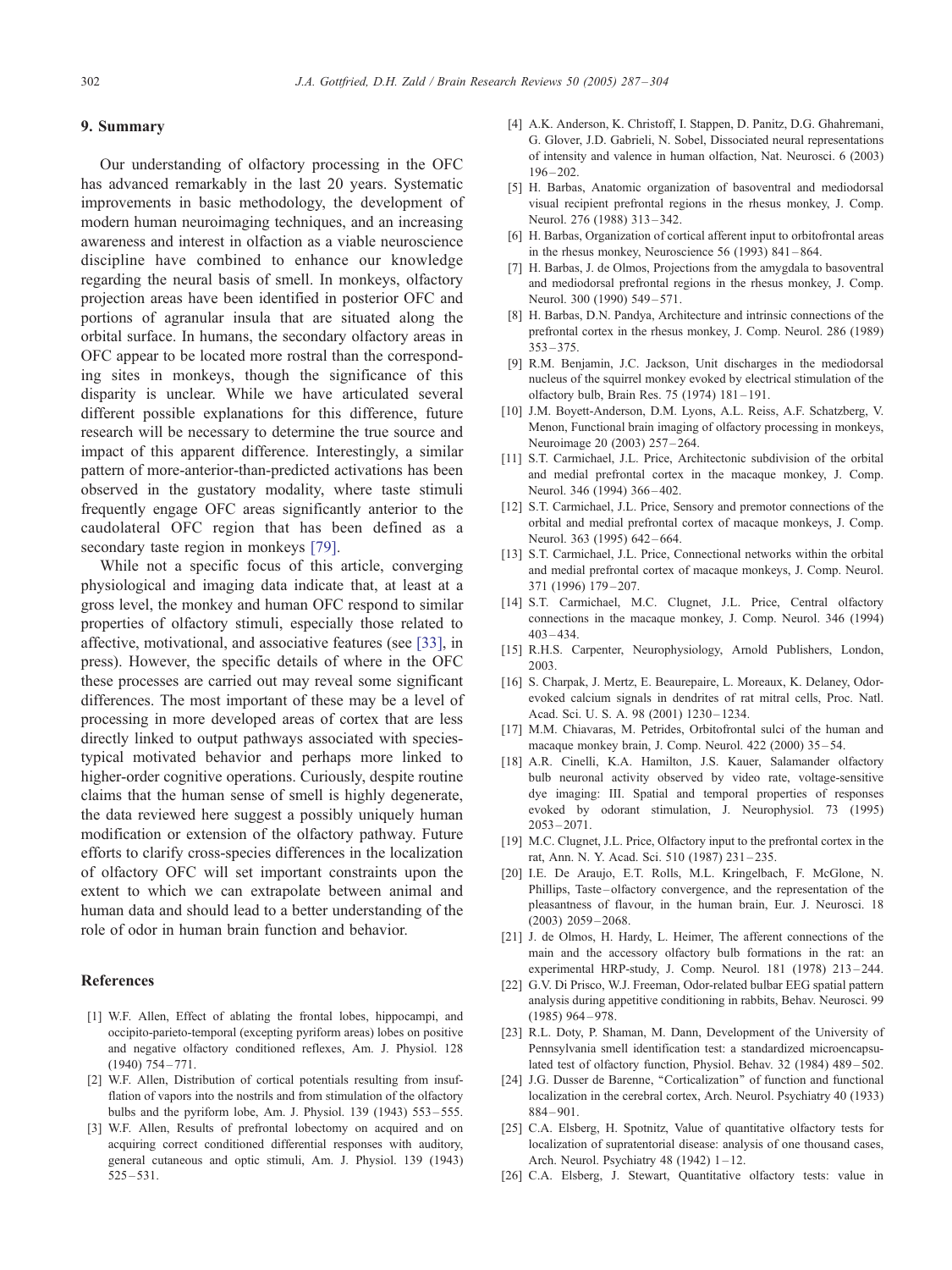## 9. Summary

Our understanding of olfactory processing in the OFC has advanced remarkably in the last 20 years. Systematic improvements in basic methodology, the development of modern human neuroimaging techniques, and an increasing awareness and interest in olfaction as a viable neuroscience discipline have combined to enhance our knowledge regarding the neural basis of smell. In monkeys, olfactory projection areas have been identified in posterior OFC and portions of agranular insula that are situated along the orbital surface. In humans, the secondary olfactory areas in OFC appear to be located more rostral than the corresponding sites in monkeys, though the significance of this disparity is unclear. While we have articulated several different possible explanations for this difference, future research will be necessary to determine the true source and impact of this apparent difference. Interestingly, a similar pattern of more-anterior-than-predicted activations has been observed in the gustatory modality, where taste stimuli frequently engage OFC areas significantly anterior to the caudolateral OFC region that has been defined as a secondary taste region in monkeys [79].

While not a specific focus of this article, converging physiological and imaging data indicate that, at least at a gross level, the monkey and human OFC respond to similar properties of olfactory stimuli, especially those related to affective, motivational, and associative features (see [33], in press). However, the specific details of where in the OFC these processes are carried out may reveal some significant differences. The most important of these may be a level of processing in more developed areas of cortex that are less directly linked to output pathways associated with species-typical motivated behavior and perhaps more linked to higher-order cognitive operations. Curiously, despite routine claims that the human sense of smell is highly degenerate, the data reviewed here suggest a possibly uniquely human modification or extension of the olfactory pathway. Future efforts to clarify cross-species differences in the localization of olfactory OFC will set important constraints upon the extent to which we can extrapolate between animal and human data and should lead to a better understanding of the role of odor in human brain function and behavior.

## References

[1] W.F. Allen, Effect of ablating the frontal lobes, hippocampi, and occipito-parieto-temporal (excepting pyriform areas) lobes on positive and negative olfactory conditioned reflexes, Am. J. Physiol. 128 (1940) 754–771.

[2] W.F. Allen, Distribution of cortical potentials resulting from insufflation of vapors into the nostrils and from stimulation of the olfactory bulbs and the pyriform lobe, Am. J. Physiol. 139 (1943) 553–555.

[3] W.F. Allen, Results of prefrontal lobectomy on acquired and on acquiring correct conditioned differential responses with auditory, general cutaneous and optic stimuli, Am. J. Physiol. 139 (1943) 525–531.

[4] A.K. Anderson, K. Christoff, I. Stappen, D. Panitz, D.G. Ghahremani, G. Glover, J.D. Gabrieli, N. Sobel, Dissociated neural representations of intensity and valence in human olfaction, Nat. Neurosci. 6 (2003) 196–202.

[5] H. Barbas, Anatomic organization of basoventral and mediodorsal visual recipient prefrontal regions in the rhesus monkey, J. Comp. Neurol. 276 (1988) 313–342.

[6] H. Barbas, Organization of cortical afferent input to orbitofrontal areas in the rhesus monkey, Neuroscience 56 (1993) 841–864.

[7] H. Barbas, J. de Olmos, Projections from the amygdala to basoventral and mediodorsal prefrontal regions in the rhesus monkey, J. Comp. Neurol. 300 (1990) 549–571.

[8] H. Barbas, D.N. Pandya, Architecture and intrinsic connections of the prefrontal cortex in the rhesus monkey, J. Comp. Neurol. 286 (1989) 353–375.

[9] R.M. Benjamin, J.C. Jackson, Unit discharges in the mediodorsal nucleus of the squirrel monkey evoked by electrical stimulation of the olfactory bulb, Brain Res. 75 (1974) 181–191.

[10] J.M. Boyett-Anderson, D.M. Lyons, A.L. Reiss, A.F. Schatzberg, V. Menon, Functional brain imaging of olfactory processing in monkeys, Neuroimage 20 (2003) 257–264.

[11] S.T. Carmichael, J.L. Price, Architectonic subdivision of the orbital and medial prefrontal cortex in the macaque monkey, J. Comp. Neurol. 346 (1994) 366–402.

[12] S.T. Carmichael, J.L. Price, Sensory and premotor connections of the orbital and medial prefrontal cortex of macaque monkeys, J. Comp. Neurol. 363 (1995) 642–664.

[13] S.T. Carmichael, J.L. Price, Connectional networks within the orbital and medial prefrontal cortex of macaque monkeys, J. Comp. Neurol. 371 (1996) 179–207.

[14] S.T. Carmichael, M.C. Clugnet, J.L. Price, Central olfactory connections in the macaque monkey, J. Comp. Neurol. 346 (1994) 403–434.

[15] R.H.S. Carpenter, Neurophysiology, Arnold Publishers, London, 2003.

[16] S. Charpak, J. Mertz, E. Beaurepaire, L. Moreaux, K. Delaney, Odor-evoked calcium signals in dendrites of rat mitral cells, Proc. Natl. Acad. Sci. U. S. A. 98 (2001) 1230–1234.

[17] M.M. Chiavaras, M. Petrides, Orbitofrontal sulci of the human and macaque monkey brain, J. Comp. Neurol. 422 (2000) 35–54.

[18] A.R. Cinelli, K.A. Hamilton, J.S. Kauer, Salamander olfactory bulb neuronal activity observed by video rate, voltage-sensitive dye imaging: III. Spatial and temporal properties of responses evoked by odorant stimulation, J. Neurophysiol. 73 (1995) 2053–2071.

[19] M.C. Clugnet, J.L. Price, Olfactory input to the prefrontal cortex in the rat, Ann. N. Y. Acad. Sci. 510 (1987) 231–235.

[20] I.E. De Araujo, E.T. Rolls, M.L. Kringelbach, F. McGlone, N. Phillips, Taste–olfactory convergence, and the representation of the pleasantness of flavour, in the human brain, Eur. J. Neurosci. 18 (2003) 2059–2068.

[21] J. de Olmos, H. Hardy, L. Heimer, The afferent connections of the main and the accessory olfactory bulb formations in the rat: an experimental HRP-study, J. Comp. Neurol. 181 (1978) 213–244.

[22] G.V. Di Prisco, W.J. Freeman, Odor-related bulbar EEG spatial pattern analysis during appetitive conditioning in rabbits, Behav. Neurosci. 99 (1985) 964–978.

[23] R.L. Doty, P. Shaman, M. Dann, Development of the University of Pennsylvania smell identification test: a standardized microencapsulated test of olfactory function, Physiol. Behav. 32 (1984) 489–502.

[24] J.G. Dusser de Barenne, "Corticalization" of function and functional localization in the cerebral cortex, Arch. Neurol. Psychiatry 40 (1933) 884–901.

[25] C.A. Elsberg, H. Spotnitz, Value of quantitative olfactory tests for localization of supratentorial disease: analysis of one thousand cases, Arch. Neurol. Psychiatry 48 (1942) 1–12.

[26] C.A. Elsberg, J. Stewart, Quantitative olfactory tests: value in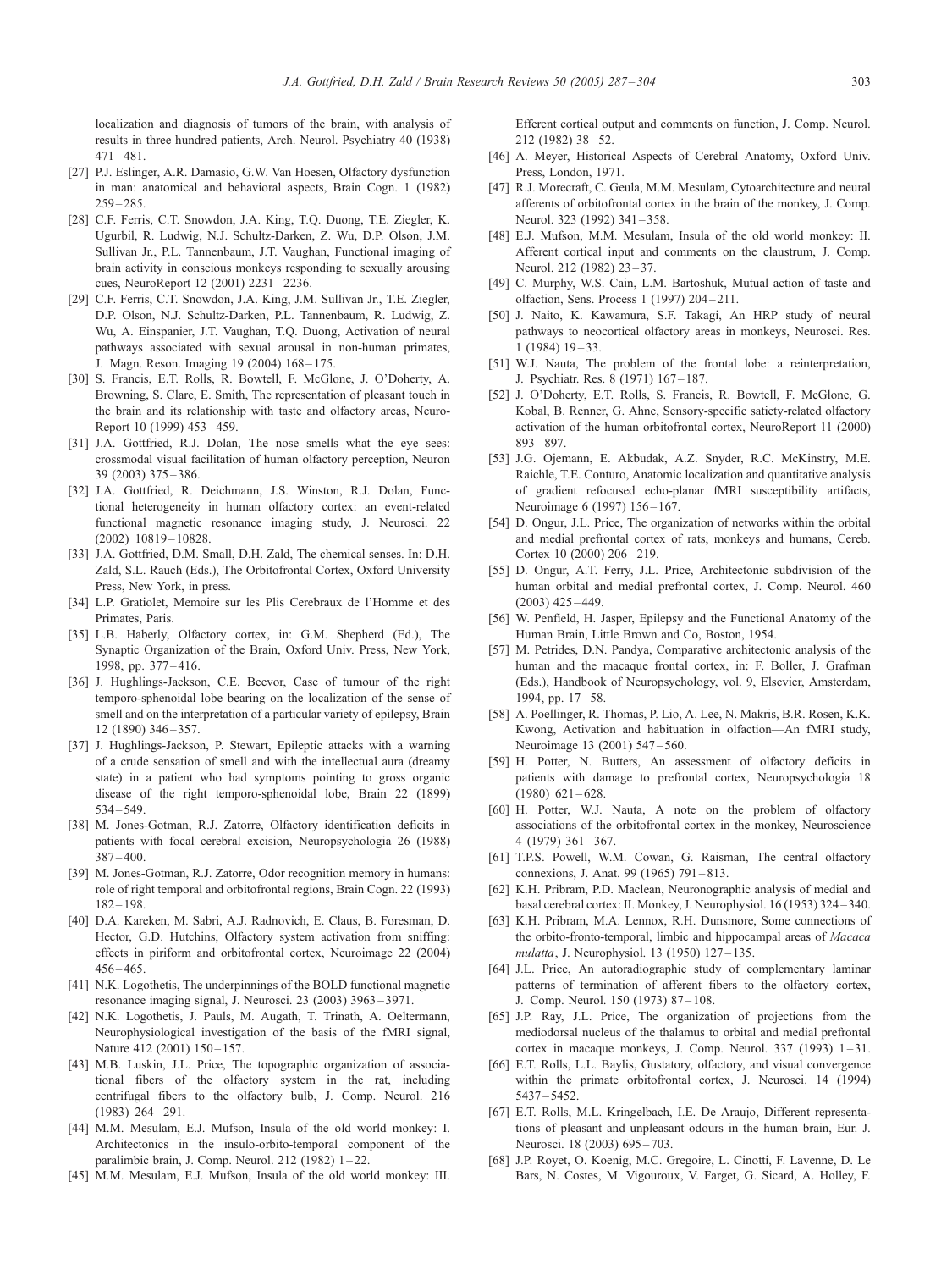localization and diagnosis of tumors of the brain, with analysis of results in three hundred patients, Arch. Neurol. Psychiatry 40 (1938) 471–481.

[27] P.J. Eslinger, A.R. Damasio, G.W. Van Hoesen, Olfactory dysfunction in man: anatomical and behavioral aspects, Brain Cogn. 1 (1982) 259–285.

[28] C.F. Ferris, C.T. Snowdon, J.A. King, T.Q. Duong, T.E. Ziegler, K. Ugurbil, R. Ludwig, N.J. Schultz-Darken, Z. Wu, D.P. Olson, J.M. Sullivan Jr., P.L. Tannenbaum, J.T. Vaughan, Functional imaging of brain activity in conscious monkeys responding to sexually arousing cues, NeuroReport 12 (2001) 2231–2236.

[29] C.F. Ferris, C.T. Snowdon, J.A. King, J.M. Sullivan Jr., T.E. Ziegler, D.P. Olson, N.J. Schultz-Darken, P.L. Tannenbaum, R. Ludwig, Z. Wu, A. Einspanier, J.T. Vaughan, T.Q. Duong, Activation of neural pathways associated with sexual arousal in non-human primates, J. Magn. Reson. Imaging 19 (2004) 168–175.

[30] S. Francis, E.T. Rolls, R. Bowtell, F. McGlone, J. O'Doherty, A. Browning, S. Clare, E. Smith, The representation of pleasant touch in the brain and its relationship with taste and olfactory areas, NeuroReport 10 (1999) 453–459.

[31] J.A. Gottfried, R.J. Dolan, The nose smells what the eye sees: crossmodal visual facilitation of human olfactory perception, Neuron 39 (2003) 375–386.

[32] J.A. Gottfried, R. Deichmann, J.S. Winston, R.J. Dolan, Functional heterogeneity in human olfactory cortex: an event-related functional magnetic resonance imaging study, J. Neurosci. 22 (2002) 10819–10828.

[33] J.A. Gottfried, D.M. Small, D.H. Zald, The chemical senses. In: D.H. Zald, S.L. Rauch (Eds.), The Orbitofrontal Cortex, Oxford University Press, New York, in press.

[34] L.P. Gratiolet, Memoire sur les Plis Cerebraux de l'Homme et des Primates, Paris.

[35] L.B. Haberly, Olfactory cortex, in: G.M. Shepherd (Ed.), The Synaptic Organization of the Brain, Oxford Univ. Press, New York, 1998, pp. 377–416.

[36] J. Hughlings-Jackson, C.E. Beevor, Case of tumour of the right temporo-sphenoidal lobe bearing on the localization of the sense of smell and on the interpretation of a particular variety of epilepsy, Brain 12 (1890) 346–357.

[37] J. Hughlings-Jackson, P. Stewart, Epileptic attacks with a warning of a crude sensation of smell and with the intellectual aura (dreamy state) in a patient who had symptoms pointing to gross organic disease of the right temporo-sphenoidal lobe, Brain 22 (1899) 534–549.

[38] M. Jones-Gotman, R.J. Zatorre, Olfactory identification deficits in patients with focal cerebral excision, Neuropsychologia 26 (1988) 387–400.

[39] M. Jones-Gotman, R.J. Zatorre, Odor recognition memory in humans: role of right temporal and orbitofrontal regions, Brain Cogn. 22 (1993) 182–198.

[40] D.A. Kareken, M. Sabri, A.J. Radnovich, E. Claus, B. Foresman, D. Hector, G.D. Hutchins, Olfactory system activation from sniffing: effects in piriform and orbitofrontal cortex, Neuroimage 22 (2004) 456–465.

[41] N.K. Logothetis, The underpinnings of the BOLD functional magnetic resonance imaging signal, J. Neurosci. 23 (2003) 3963–3971.

[42] N.K. Logothetis, J. Pauls, M. Augath, T. Trinath, A. Oeltermann, Neurophysiological investigation of the basis of the fMRI signal, Nature 412 (2001) 150–157.

[43] M.B. Luskin, J.L. Price, The topographic organization of associational fibers of the olfactory system in the rat, including centrifugal fibers to the olfactory bulb, J. Comp. Neurol. 216 (1983) 264–291.

[44] M.M. Mesulam, E.J. Mufson, Insula of the old world monkey: I. Architectonics in the insulo-orbito-temporal component of the paralimbic brain, J. Comp. Neurol. 212 (1982) 1–22.

[45] M.M. Mesulam, E.J. Mufson, Insula of the old world monkey: III. Efferent cortical output and comments on function, J. Comp. Neurol. 212 (1982) 38–52.

[46] A. Meyer, Historical Aspects of Cerebral Anatomy, Oxford Univ. Press, London, 1971.

[47] R.J. Morecraft, C. Geula, M.M. Mesulam, Cytoarchitecture and neural afferents of orbitofrontal cortex in the brain of the monkey, J. Comp. Neurol. 323 (1992) 341–358.

[48] E.J. Mufson, M.M. Mesulam, Insula of the old world monkey: II. Afferent cortical input and comments on the claustrum, J. Comp. Neurol. 212 (1982) 23–37.

[49] C. Murphy, W.S. Cain, L.M. Bartoshuk, Mutual action of taste and olfaction, Sens. Process 1 (1997) 204–211.

[50] J. Naito, K. Kawamura, S.F. Takagi, An HRP study of neural pathways to neocortical olfactory areas in monkeys, Neurosci. Res. 1 (1984) 19–33.

[51] W.J. Nauta, The problem of the frontal lobe: a reinterpretation, J. Psychiatr. Res. 8 (1971) 167–187.

[52] J. O'Doherty, E.T. Rolls, S. Francis, R. Bowtell, F. McGlone, G. Kobal, B. Renner, G. Ahne, Sensory-specific satiety-related olfactory activation of the human orbitofrontal cortex, NeuroReport 11 (2000) 893–897.

[53] J.G. Ojemann, E. Akbudak, A.Z. Snyder, R.C. McKinstry, M.E. Raichle, T.E. Conturo, Anatomic localization and quantitative analysis of gradient refocused echo-planar fMRI susceptibility artifacts, Neuroimage 6 (1997) 156–167.

[54] D. Ongur, J.L. Price, The organization of networks within the orbital and medial prefrontal cortex of rats, monkeys and humans, Cereb. Cortex 10 (2000) 206–219.

[55] D. Ongur, A.T. Ferry, J.L. Price, Architectonic subdivision of the human orbital and medial prefrontal cortex, J. Comp. Neurol. 460 (2003) 425–449.

[56] W. Penfield, H. Jasper, Epilepsy and the Functional Anatomy of the Human Brain, Little Brown and Co, Boston, 1954.

[57] M. Petrides, D.N. Pandya, Comparative architectonic analysis of the human and the macaque frontal cortex, in: F. Boller, J. Grafman (Eds.), Handbook of Neuropsychology, vol. 9, Elsevier, Amsterdam, 1994, pp. 17–58.

[58] A. Poellinger, R. Thomas, P. Lio, A. Lee, N. Makris, B.R. Rosen, K.K. Kwong, Activation and habituation in olfaction—An fMRI study, Neuroimage 13 (2001) 547–560.

[59] H. Potter, N. Butters, An assessment of olfactory deficits in patients with damage to prefrontal cortex, Neuropsychologia 18 (1980) 621–628.

[60] H. Potter, W.J. Nauta, A note on the problem of olfactory associations of the orbitofrontal cortex in the monkey, Neuroscience 4 (1979) 361–367.

[61] T.P.S. Powell, W.M. Cowan, G. Raisman, The central olfactory connexions, J. Anat. 99 (1965) 791–813.

[62] K.H. Pribram, P.D. Maclean, Neuronographic analysis of medial and basal cerebral cortex: II. Monkey, J. Neurophysiol. 16 (1953) 324–340.

[63] K.H. Pribram, M.A. Lennox, R.H. Dunsmore, Some connections of the orbito-fronto-temporal, limbic and hippocampal areas of *Macaca mulatta*, J. Neurophysiol. 13 (1950) 127–135.

[64] J.L. Price, An autoradiographic study of complementary laminar patterns of termination of afferent fibers to the olfactory cortex, J. Comp. Neurol. 150 (1973) 87–108.

[65] J.P. Ray, J.L. Price, The organization of projections from the mediodorsal nucleus of the thalamus to orbital and medial prefrontal cortex in macaque monkeys, J. Comp. Neurol. 337 (1993) 1–31.

[66] E.T. Rolls, L.L. Baylis, Gustatory, olfactory, and visual convergence within the primate orbitofrontal cortex, J. Neurosci. 14 (1994) 5437–5452.

[67] E.T. Rolls, M.L. Kringelbach, I.E. De Araujo, Different representations of pleasant and unpleasant odours in the human brain, Eur. J. Neurosci. 18 (2003) 695–703.

[68] J.P. Royet, O. Koenig, M.C. Gregoire, L. Cinotti, F. Lavenne, D. Le Bars, N. Costes, M. Vigouroux, V. Farget, G. Sicard, A. Holley, F.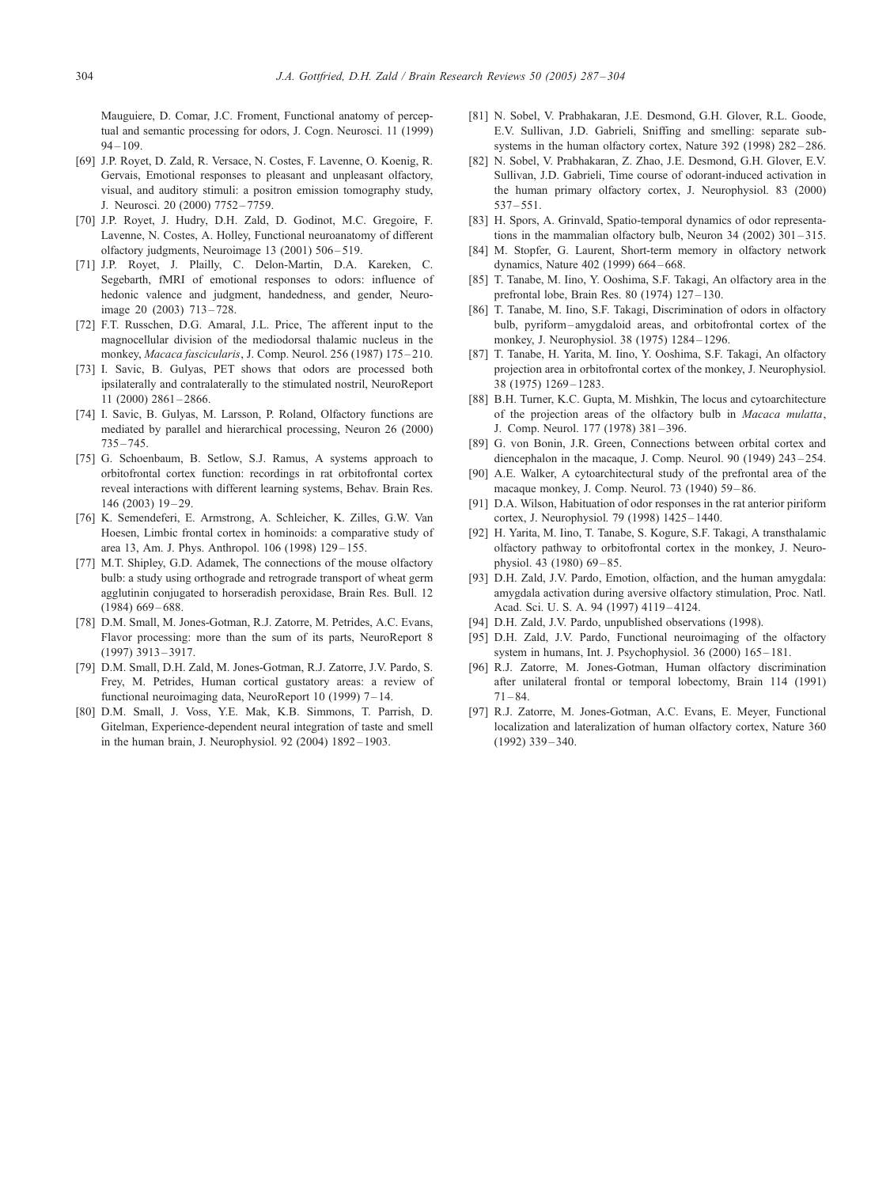Mauguiere, D. Comar, J.C. Froment, Functional anatomy of perceptual and semantic processing for odors, J. Cogn. Neurosci. 11 (1999) 94–109.

[69] J.P. Royet, D. Zald, R. Versace, N. Costes, F. Lavenne, O. Koenig, R. Gervais, Emotional responses to pleasant and unpleasant olfactory, visual, and auditory stimuli: a positron emission tomography study, J. Neurosci. 20 (2000) 7752–7759.

[70] J.P. Royet, J. Hudry, D.H. Zald, D. Godinot, M.C. Gregoire, F. Lavenne, N. Costes, A. Holley, Functional neuroanatomy of different olfactory judgments, Neuroimage 13 (2001) 506–519.

[71] J.P. Royet, J. Plailly, C. Delon-Martin, D.A. Kareken, C. Segebarth, fMRI of emotional responses to odors: influence of hedonic valence and judgment, handedness, and gender, Neuroimage 20 (2003) 713–728.

[72] F.T. Russchen, D.G. Amaral, J.L. Price, The afferent input to the magnocellular division of the mediodorsal thalamic nucleus in the monkey, *Macaca fascicularis*, J. Comp. Neurol. 256 (1987) 175–210.

[73] I. Savic, B. Gulyas, PET shows that odors are processed both ipsilaterally and contralaterally to the stimulated nostril, NeuroReport 11 (2000) 2861–2866.

[74] I. Savic, B. Gulyas, M. Larsson, P. Roland, Olfactory functions are mediated by parallel and hierarchical processing, Neuron 26 (2000) 735–745.

[75] G. Schoenbaum, B. Setlow, S.J. Ramus, A systems approach to orbitofrontal cortex function: recordings in rat orbitofrontal cortex reveal interactions with different learning systems, Behav. Brain Res. 146 (2003) 19–29.

[76] K. Semendeferi, E. Armstrong, A. Schleicher, K. Zilles, G.W. Van Hoesen, Limbic frontal cortex in hominoids: a comparative study of area 13, Am. J. Phys. Anthropol. 106 (1998) 129–155.

[77] M.T. Shipley, G.D. Adamek, The connections of the mouse olfactory bulb: a study using orthograde and retrograde transport of wheat germ agglutinin conjugated to horseradish peroxidase, Brain Res. Bull. 12 (1984) 669–688.

[78] D.M. Small, M. Jones-Gotman, R.J. Zatorre, M. Petrides, A.C. Evans, Flavor processing: more than the sum of its parts, NeuroReport 8 (1997) 3913–3917.

[79] D.M. Small, D.H. Zald, M. Jones-Gotman, R.J. Zatorre, J.V. Pardo, S. Frey, M. Petrides, Human cortical gustatory areas: a review of functional neuroimaging data, NeuroReport 10 (1999) 7–14.

[80] D.M. Small, J. Voss, Y.E. Mak, K.B. Simmons, T. Parrish, D. Gitelman, Experience-dependent neural integration of taste and smell in the human brain, J. Neurophysiol. 92 (2004) 1892–1903.

[81] N. Sobel, V. Prabhakaran, J.E. Desmond, G.H. Glover, R.L. Goode, E.V. Sullivan, J.D. Gabrieli, Sniffing and smelling: separate subsystems in the human olfactory cortex, Nature 392 (1998) 282–286.

[82] N. Sobel, V. Prabhakaran, Z. Zhao, J.E. Desmond, G.H. Glover, E.V. Sullivan, J.D. Gabrieli, Time course of odorant-induced activation in the human primary olfactory cortex, J. Neurophysiol. 83 (2000) 537–551.

[83] H. Spors, A. Grinvald, Spatio-temporal dynamics of odor representations in the mammalian olfactory bulb, Neuron 34 (2002) 301–315.

[84] M. Stopfer, G. Laurent, Short-term memory in olfactory network dynamics, Nature 402 (1999) 664–668.

[85] T. Tanabe, M. Iino, Y. Ooshima, S.F. Takagi, An olfactory area in the prefrontal lobe, Brain Res. 80 (1974) 127–130.

[86] T. Tanabe, M. Iino, S.F. Takagi, Discrimination of odors in olfactory bulb, pyriform–amygdaloid areas, and orbitofrontal cortex of the monkey, J. Neurophysiol. 38 (1975) 1284–1296.

[87] T. Tanabe, H. Yarita, M. Iino, Y. Ooshima, S.F. Takagi, An olfactory projection area in orbitofrontal cortex of the monkey, J. Neurophysiol. 38 (1975) 1269–1283.

[88] B.H. Turner, K.C. Gupta, M. Mishkin, The locus and cytoarchitecture of the projection areas of the olfactory bulb in *Macaca mulatta*, J. Comp. Neurol. 177 (1978) 381–396.

[89] G. von Bonin, J.R. Green, Connections between orbital cortex and diencephalon in the macaque, J. Comp. Neurol. 90 (1949) 243–254.

[90] A.E. Walker, A cytoarchitectural study of the prefrontal area of the macaque monkey, J. Comp. Neurol. 73 (1940) 59–86.

[91] D.A. Wilson, Habituation of odor responses in the rat anterior piriform cortex, J. Neurophysiol. 79 (1998) 1425–1440.

[92] H. Yarita, M. Iino, T. Tanabe, S. Kogure, S.F. Takagi, A transthalamic olfactory pathway to orbitofrontal cortex in the monkey, J. Neurophysiol. 43 (1980) 69–85.

[93] D.H. Zald, J.V. Pardo, Emotion, olfaction, and the human amygdala: amygdala activation during aversive olfactory stimulation, Proc. Natl. Acad. Sci. U. S. A. 94 (1997) 4119–4124.

[94] D.H. Zald, J.V. Pardo, unpublished observations (1998).

[95] D.H. Zald, J.V. Pardo, Functional neuroimaging of the olfactory system in humans, Int. J. Psychophysiol. 36 (2000) 165–181.

[96] R.J. Zatorre, M. Jones-Gotman, Human olfactory discrimination after unilateral frontal or temporal lobectomy, Brain 114 (1991) 71–84.

[97] R.J. Zatorre, M. Jones-Gotman, A.C. Evans, E. Meyer, Functional localization and lateralization of human olfactory cortex, Nature 360 (1992) 339–340.